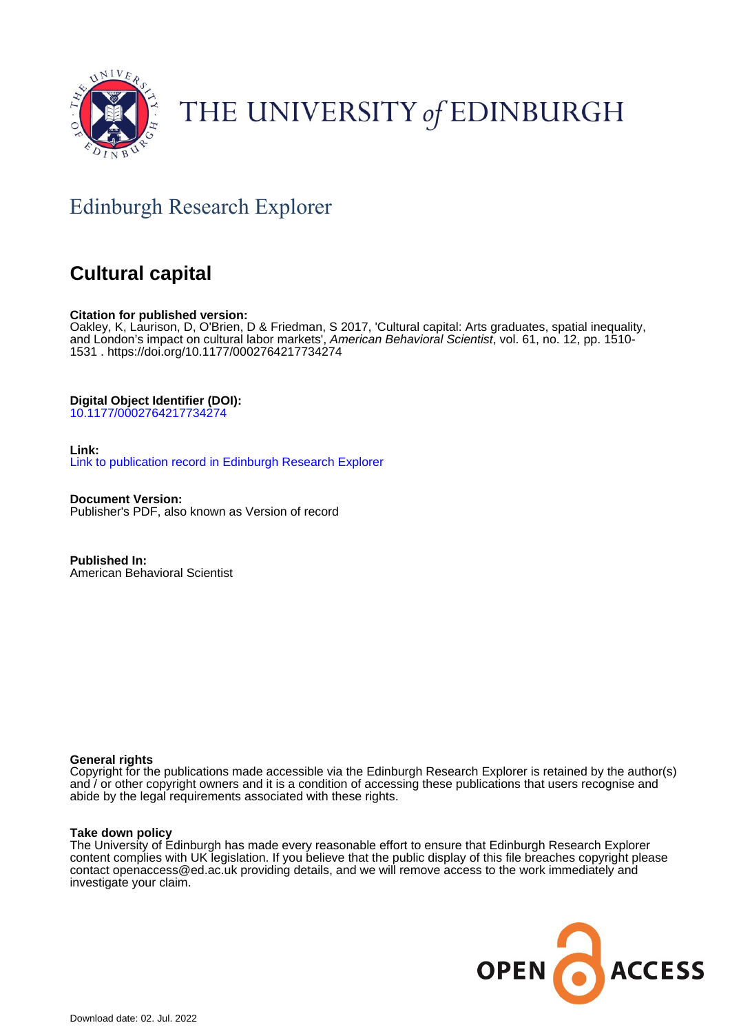THE UNIVERSITY *of* EDINBURGH

## Edinburgh Research Explorer

# Cultural capital

**Citation for published version:**
Oakley, K, Laurison, D, O'Brien, D & Friedman, S 2017, 'Cultural capital: Arts graduates, spatial inequality, and London's impact on cultural labor markets', *American Behavioral Scientist*, vol. 61, no. 12, pp. 1510-1531 . https://doi.org/10.1177/0002764217734274

**Digital Object Identifier (DOI):**
10.1177/0002764217734274

**Link:**
Link to publication record in Edinburgh Research Explorer

**Document Version:**
Publisher's PDF, also known as Version of record

**Published In:**
American Behavioral Scientist

**General rights**
Copyright for the publications made accessible via the Edinburgh Research Explorer is retained by the author(s) and / or other copyright owners and it is a condition of accessing these publications that users recognise and abide by the legal requirements associated with these rights.

**Take down policy**
The University of Edinburgh has made every reasonable effort to ensure that Edinburgh Research Explorer content complies with UK legislation. If you believe that the public display of this file breaches copyright please contact openaccess@ed.ac.uk providing details, and we will remove access to the work immediately and investigate your claim.

OPEN ACCESS

Download date: 02. Jul. 2022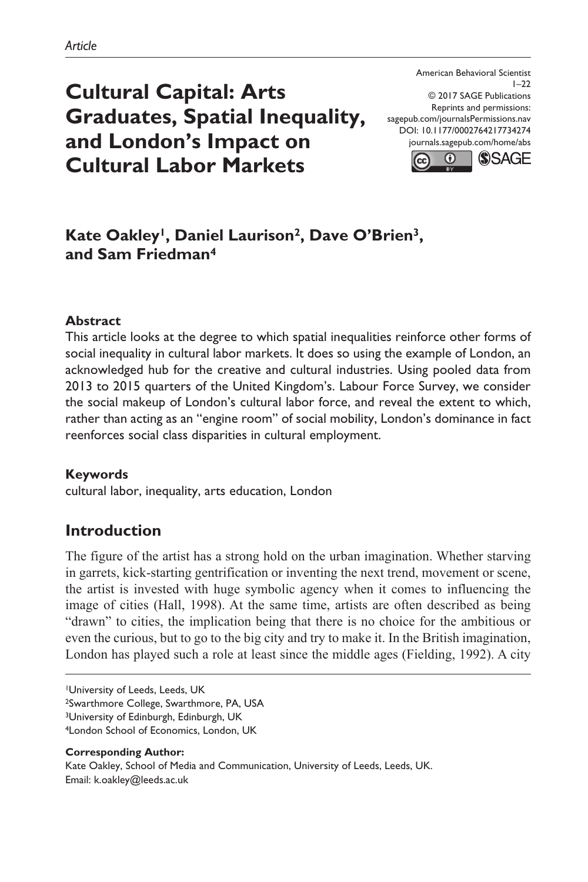*Article*

# Cultural Capital: Arts Graduates, Spatial Inequality, and London's Impact on Cultural Labor Markets

American Behavioral Scientist
1–22
© 2017 SAGE Publications
Reprints and permissions:
sagepub.com/journalsPermissions.nav
DOI: 10.1177/0002764217734274
journals.sagepub.com/home/abs

**Kate Oakley[1], Daniel Laurison[2], Dave O'Brien[3], and Sam Friedman[4]**

## Abstract

This article looks at the degree to which spatial inequalities reinforce other forms of social inequality in cultural labor markets. It does so using the example of London, an acknowledged hub for the creative and cultural industries. Using pooled data from 2013 to 2015 quarters of the United Kingdom's. Labour Force Survey, we consider the social makeup of London's cultural labor force, and reveal the extent to which, rather than acting as an "engine room" of social mobility, London's dominance in fact reenforces social class disparities in cultural employment.

## Keywords

cultural labor, inequality, arts education, London

## Introduction

The figure of the artist has a strong hold on the urban imagination. Whether starving in garrets, kick-starting gentrification or inventing the next trend, movement or scene, the artist is invested with huge symbolic agency when it comes to influencing the image of cities (Hall, 1998). At the same time, artists are often described as being "drawn" to cities, the implication being that there is no choice for the ambitious or even the curious, but to go to the big city and try to make it. In the British imagination, London has played such a role at least since the middle ages (Fielding, 1992). A city

[1]University of Leeds, Leeds, UK
[2]Swarthmore College, Swarthmore, PA, USA
[3]University of Edinburgh, Edinburgh, UK
[4]London School of Economics, London, UK

**Corresponding Author:**
Kate Oakley, School of Media and Communication, University of Leeds, Leeds, UK.
Email: k.oakley@leeds.ac.uk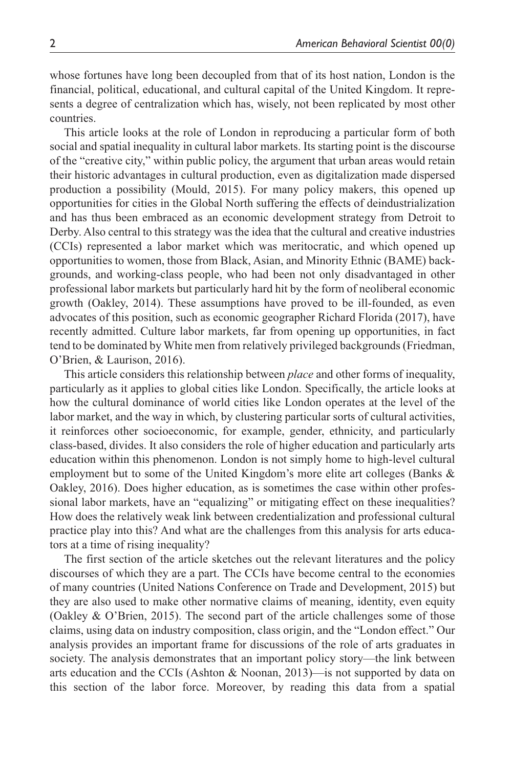whose fortunes have long been decoupled from that of its host nation, London is the financial, political, educational, and cultural capital of the United Kingdom. It represents a degree of centralization which has, wisely, not been replicated by most other countries.

This article looks at the role of London in reproducing a particular form of both social and spatial inequality in cultural labor markets. Its starting point is the discourse of the "creative city," within public policy, the argument that urban areas would retain their historic advantages in cultural production, even as digitalization made dispersed production a possibility (Mould, 2015). For many policy makers, this opened up opportunities for cities in the Global North suffering the effects of deindustrialization and has thus been embraced as an economic development strategy from Detroit to Derby. Also central to this strategy was the idea that the cultural and creative industries (CCIs) represented a labor market which was meritocratic, and which opened up opportunities to women, those from Black, Asian, and Minority Ethnic (BAME) backgrounds, and working-class people, who had been not only disadvantaged in other professional labor markets but particularly hard hit by the form of neoliberal economic growth (Oakley, 2014). These assumptions have proved to be ill-founded, as even advocates of this position, such as economic geographer Richard Florida (2017), have recently admitted. Culture labor markets, far from opening up opportunities, in fact tend to be dominated by White men from relatively privileged backgrounds (Friedman, O'Brien, & Laurison, 2016).

This article considers this relationship between *place* and other forms of inequality, particularly as it applies to global cities like London. Specifically, the article looks at how the cultural dominance of world cities like London operates at the level of the labor market, and the way in which, by clustering particular sorts of cultural activities, it reinforces other socioeconomic, for example, gender, ethnicity, and particularly class-based, divides. It also considers the role of higher education and particularly arts education within this phenomenon. London is not simply home to high-level cultural employment but to some of the United Kingdom's more elite art colleges (Banks & Oakley, 2016). Does higher education, as is sometimes the case within other professional labor markets, have an "equalizing" or mitigating effect on these inequalities? How does the relatively weak link between credentialization and professional cultural practice play into this? And what are the challenges from this analysis for arts educators at a time of rising inequality?

The first section of the article sketches out the relevant literatures and the policy discourses of which they are a part. The CCIs have become central to the economies of many countries (United Nations Conference on Trade and Development, 2015) but they are also used to make other normative claims of meaning, identity, even equity (Oakley & O'Brien, 2015). The second part of the article challenges some of those claims, using data on industry composition, class origin, and the "London effect." Our analysis provides an important frame for discussions of the role of arts graduates in society. The analysis demonstrates that an important policy story—the link between arts education and the CCIs (Ashton & Noonan, 2013)—is not supported by data on this section of the labor force. Moreover, by reading this data from a spatial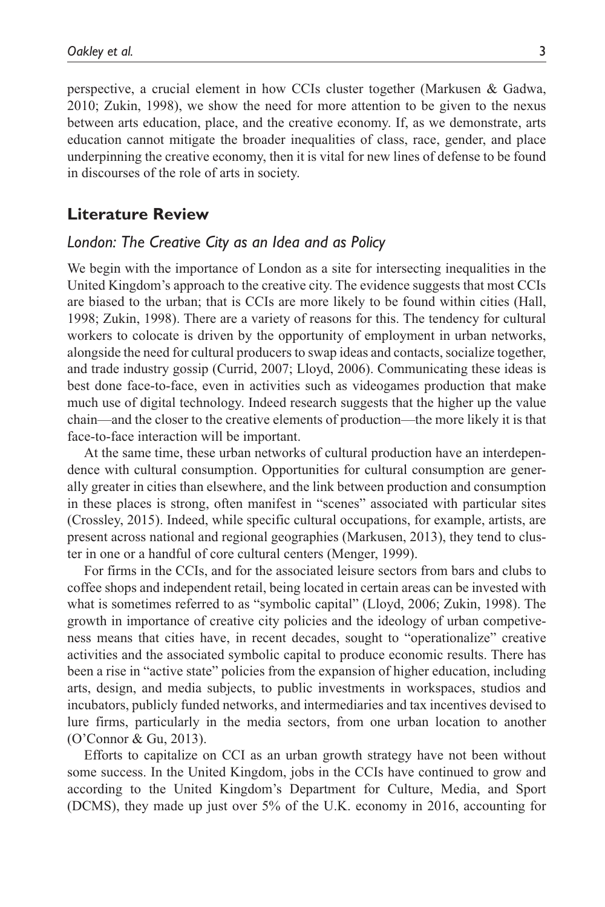perspective, a crucial element in how CCIs cluster together (Markusen & Gadwa, 2010; Zukin, 1998), we show the need for more attention to be given to the nexus between arts education, place, and the creative economy. If, as we demonstrate, arts education cannot mitigate the broader inequalities of class, race, gender, and place underpinning the creative economy, then it is vital for new lines of defense to be found in discourses of the role of arts in society.

## Literature Review

### *London: The Creative City as an Idea and as Policy*

We begin with the importance of London as a site for intersecting inequalities in the United Kingdom's approach to the creative city. The evidence suggests that most CCIs are biased to the urban; that is CCIs are more likely to be found within cities (Hall, 1998; Zukin, 1998). There are a variety of reasons for this. The tendency for cultural workers to colocate is driven by the opportunity of employment in urban networks, alongside the need for cultural producers to swap ideas and contacts, socialize together, and trade industry gossip (Currid, 2007; Lloyd, 2006). Communicating these ideas is best done face-to-face, even in activities such as videogames production that make much use of digital technology. Indeed research suggests that the higher up the value chain—and the closer to the creative elements of production—the more likely it is that face-to-face interaction will be important.

At the same time, these urban networks of cultural production have an interdependence with cultural consumption. Opportunities for cultural consumption are generally greater in cities than elsewhere, and the link between production and consumption in these places is strong, often manifest in "scenes" associated with particular sites (Crossley, 2015). Indeed, while specific cultural occupations, for example, artists, are present across national and regional geographies (Markusen, 2013), they tend to cluster in one or a handful of core cultural centers (Menger, 1999).

For firms in the CCIs, and for the associated leisure sectors from bars and clubs to coffee shops and independent retail, being located in certain areas can be invested with what is sometimes referred to as "symbolic capital" (Lloyd, 2006; Zukin, 1998). The growth in importance of creative city policies and the ideology of urban competiveness means that cities have, in recent decades, sought to "operationalize" creative activities and the associated symbolic capital to produce economic results. There has been a rise in "active state" policies from the expansion of higher education, including arts, design, and media subjects, to public investments in workspaces, studios and incubators, publicly funded networks, and intermediaries and tax incentives devised to lure firms, particularly in the media sectors, from one urban location to another (O'Connor & Gu, 2013).

Efforts to capitalize on CCI as an urban growth strategy have not been without some success. In the United Kingdom, jobs in the CCIs have continued to grow and according to the United Kingdom's Department for Culture, Media, and Sport (DCMS), they made up just over 5% of the U.K. economy in 2016, accounting for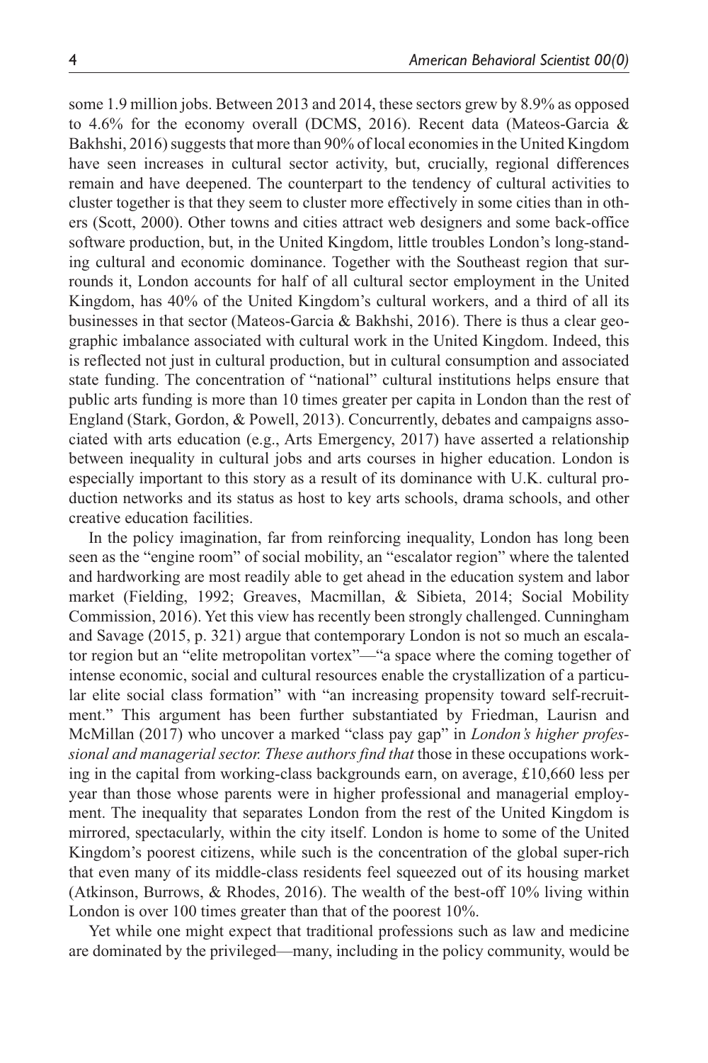some 1.9 million jobs. Between 2013 and 2014, these sectors grew by 8.9% as opposed to 4.6% for the economy overall (DCMS, 2016). Recent data (Mateos-Garcia & Bakhshi, 2016) suggests that more than 90% of local economies in the United Kingdom have seen increases in cultural sector activity, but, crucially, regional differences remain and have deepened. The counterpart to the tendency of cultural activities to cluster together is that they seem to cluster more effectively in some cities than in others (Scott, 2000). Other towns and cities attract web designers and some back-office software production, but, in the United Kingdom, little troubles London's long-standing cultural and economic dominance. Together with the Southeast region that surrounds it, London accounts for half of all cultural sector employment in the United Kingdom, has 40% of the United Kingdom's cultural workers, and a third of all its businesses in that sector (Mateos-Garcia & Bakhshi, 2016). There is thus a clear geographic imbalance associated with cultural work in the United Kingdom. Indeed, this is reflected not just in cultural production, but in cultural consumption and associated state funding. The concentration of "national" cultural institutions helps ensure that public arts funding is more than 10 times greater per capita in London than the rest of England (Stark, Gordon, & Powell, 2013). Concurrently, debates and campaigns associated with arts education (e.g., Arts Emergency, 2017) have asserted a relationship between inequality in cultural jobs and arts courses in higher education. London is especially important to this story as a result of its dominance with U.K. cultural production networks and its status as host to key arts schools, drama schools, and other creative education facilities.

In the policy imagination, far from reinforcing inequality, London has long been seen as the "engine room" of social mobility, an "escalator region" where the talented and hardworking are most readily able to get ahead in the education system and labor market (Fielding, 1992; Greaves, Macmillan, & Sibieta, 2014; Social Mobility Commission, 2016). Yet this view has recently been strongly challenged. Cunningham and Savage (2015, p. 321) argue that contemporary London is not so much an escalator region but an "elite metropolitan vortex"—"a space where the coming together of intense economic, social and cultural resources enable the crystallization of a particular elite social class formation" with "an increasing propensity toward self-recruitment." This argument has been further substantiated by Friedman, Laurisn and McMillan (2017) who uncover a marked "class pay gap" in *London's higher professional and managerial sector. These authors find that* those in these occupations working in the capital from working-class backgrounds earn, on average, £10,660 less per year than those whose parents were in higher professional and managerial employment. The inequality that separates London from the rest of the United Kingdom is mirrored, spectacularly, within the city itself. London is home to some of the United Kingdom's poorest citizens, while such is the concentration of the global super-rich that even many of its middle-class residents feel squeezed out of its housing market (Atkinson, Burrows, & Rhodes, 2016). The wealth of the best-off 10% living within London is over 100 times greater than that of the poorest 10%.

Yet while one might expect that traditional professions such as law and medicine are dominated by the privileged—many, including in the policy community, would be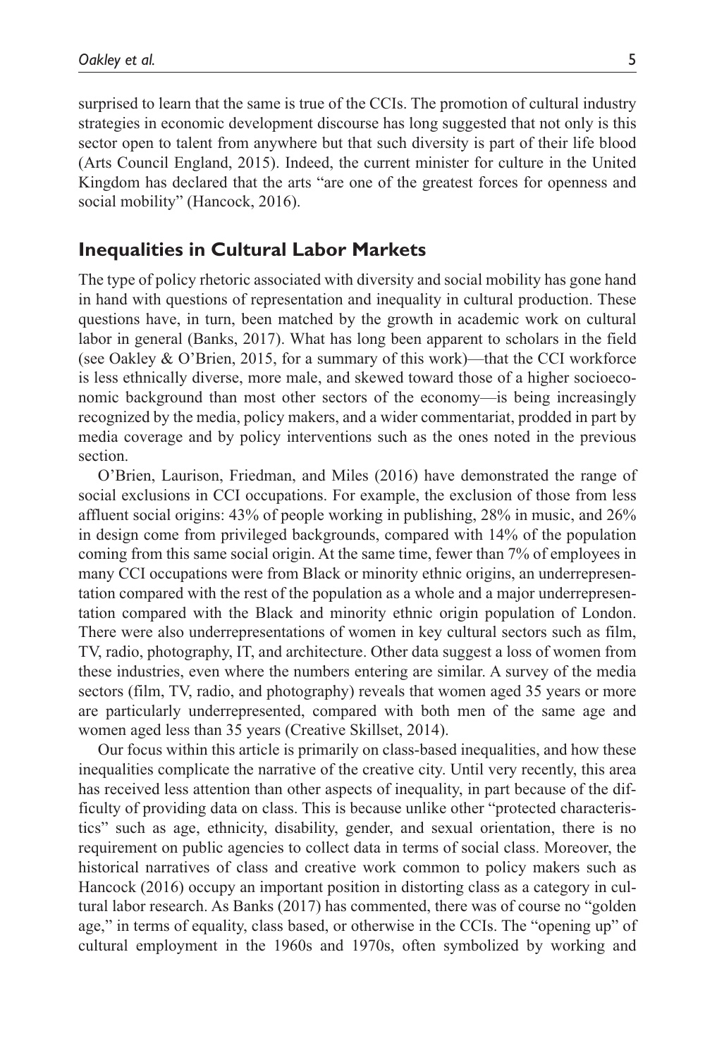surprised to learn that the same is true of the CCIs. The promotion of cultural industry strategies in economic development discourse has long suggested that not only is this sector open to talent from anywhere but that such diversity is part of their life blood (Arts Council England, 2015). Indeed, the current minister for culture in the United Kingdom has declared that the arts "are one of the greatest forces for openness and social mobility" (Hancock, 2016).

## Inequalities in Cultural Labor Markets

The type of policy rhetoric associated with diversity and social mobility has gone hand in hand with questions of representation and inequality in cultural production. These questions have, in turn, been matched by the growth in academic work on cultural labor in general (Banks, 2017). What has long been apparent to scholars in the field (see Oakley & O'Brien, 2015, for a summary of this work)—that the CCI workforce is less ethnically diverse, more male, and skewed toward those of a higher socioeconomic background than most other sectors of the economy—is being increasingly recognized by the media, policy makers, and a wider commentariat, prodded in part by media coverage and by policy interventions such as the ones noted in the previous section.

O'Brien, Laurison, Friedman, and Miles (2016) have demonstrated the range of social exclusions in CCI occupations. For example, the exclusion of those from less affluent social origins: 43% of people working in publishing, 28% in music, and 26% in design come from privileged backgrounds, compared with 14% of the population coming from this same social origin. At the same time, fewer than 7% of employees in many CCI occupations were from Black or minority ethnic origins, an underrepresentation compared with the rest of the population as a whole and a major underrepresentation compared with the Black and minority ethnic origin population of London. There were also underrepresentations of women in key cultural sectors such as film, TV, radio, photography, IT, and architecture. Other data suggest a loss of women from these industries, even where the numbers entering are similar. A survey of the media sectors (film, TV, radio, and photography) reveals that women aged 35 years or more are particularly underrepresented, compared with both men of the same age and women aged less than 35 years (Creative Skillset, 2014).

Our focus within this article is primarily on class-based inequalities, and how these inequalities complicate the narrative of the creative city. Until very recently, this area has received less attention than other aspects of inequality, in part because of the difficulty of providing data on class. This is because unlike other "protected characteristics" such as age, ethnicity, disability, gender, and sexual orientation, there is no requirement on public agencies to collect data in terms of social class. Moreover, the historical narratives of class and creative work common to policy makers such as Hancock (2016) occupy an important position in distorting class as a category in cultural labor research. As Banks (2017) has commented, there was of course no "golden age," in terms of equality, class based, or otherwise in the CCIs. The "opening up" of cultural employment in the 1960s and 1970s, often symbolized by working and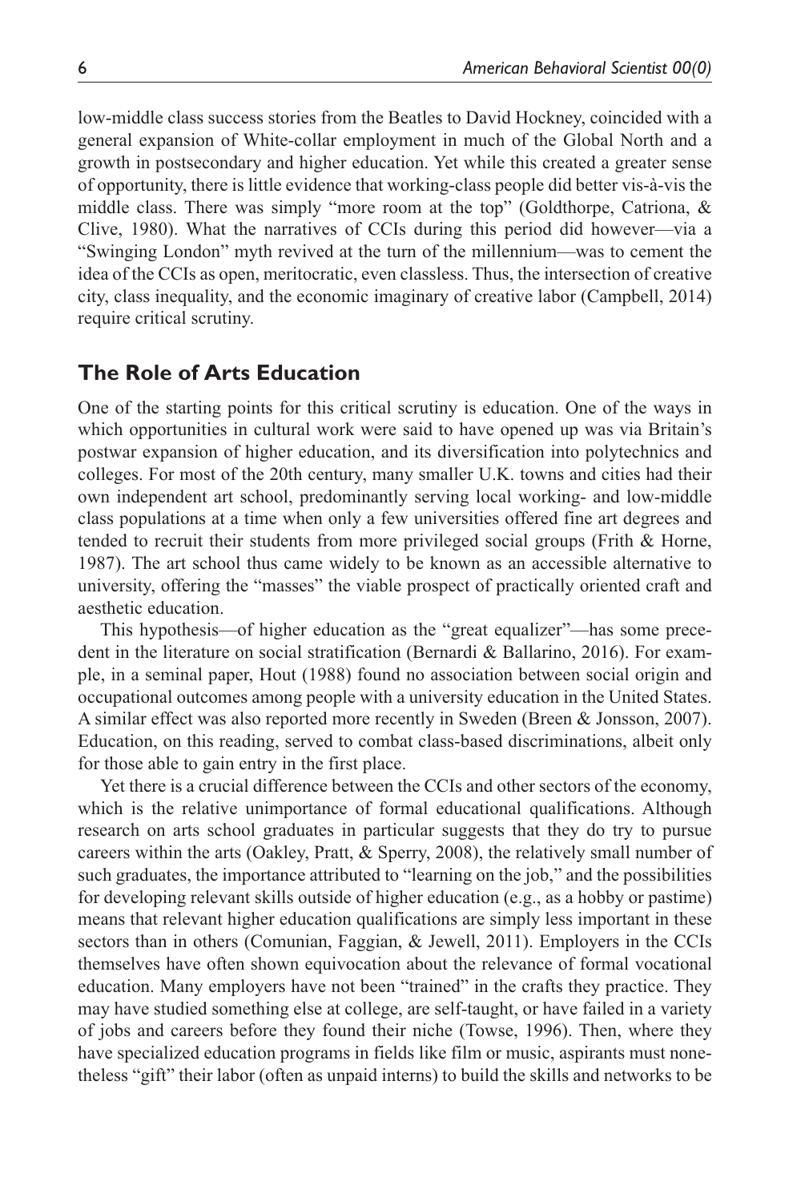low-middle class success stories from the Beatles to David Hockney, coincided with a general expansion of White-collar employment in much of the Global North and a growth in postsecondary and higher education. Yet while this created a greater sense of opportunity, there is little evidence that working-class people did better vis-à-vis the middle class. There was simply "more room at the top" (Goldthorpe, Catriona, & Clive, 1980). What the narratives of CCIs during this period did however—via a "Swinging London" myth revived at the turn of the millennium—was to cement the idea of the CCIs as open, meritocratic, even classless. Thus, the intersection of creative city, class inequality, and the economic imaginary of creative labor (Campbell, 2014) require critical scrutiny.

## The Role of Arts Education

One of the starting points for this critical scrutiny is education. One of the ways in which opportunities in cultural work were said to have opened up was via Britain's postwar expansion of higher education, and its diversification into polytechnics and colleges. For most of the 20th century, many smaller U.K. towns and cities had their own independent art school, predominantly serving local working- and low-middle class populations at a time when only a few universities offered fine art degrees and tended to recruit their students from more privileged social groups (Frith & Horne, 1987). The art school thus came widely to be known as an accessible alternative to university, offering the "masses" the viable prospect of practically oriented craft and aesthetic education.

This hypothesis—of higher education as the "great equalizer"—has some precedent in the literature on social stratification (Bernardi & Ballarino, 2016). For example, in a seminal paper, Hout (1988) found no association between social origin and occupational outcomes among people with a university education in the United States. A similar effect was also reported more recently in Sweden (Breen & Jonsson, 2007). Education, on this reading, served to combat class-based discriminations, albeit only for those able to gain entry in the first place.

Yet there is a crucial difference between the CCIs and other sectors of the economy, which is the relative unimportance of formal educational qualifications. Although research on arts school graduates in particular suggests that they do try to pursue careers within the arts (Oakley, Pratt, & Sperry, 2008), the relatively small number of such graduates, the importance attributed to "learning on the job," and the possibilities for developing relevant skills outside of higher education (e.g., as a hobby or pastime) means that relevant higher education qualifications are simply less important in these sectors than in others (Comunian, Faggian, & Jewell, 2011). Employers in the CCIs themselves have often shown equivocation about the relevance of formal vocational education. Many employers have not been "trained" in the crafts they practice. They may have studied something else at college, are self-taught, or have failed in a variety of jobs and careers before they found their niche (Towse, 1996). Then, where they have specialized education programs in fields like film or music, aspirants must nonetheless "gift" their labor (often as unpaid interns) to build the skills and networks to be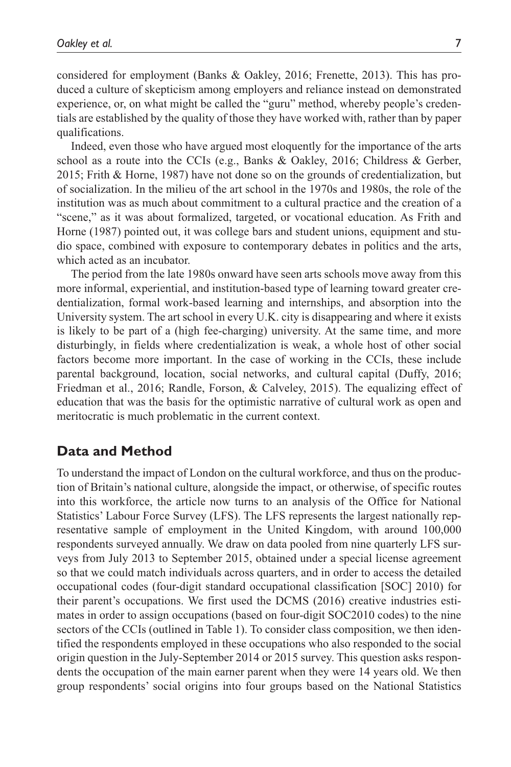considered for employment (Banks & Oakley, 2016; Frenette, 2013). This has produced a culture of skepticism among employers and reliance instead on demonstrated experience, or, on what might be called the "guru" method, whereby people's credentials are established by the quality of those they have worked with, rather than by paper qualifications.

Indeed, even those who have argued most eloquently for the importance of the arts school as a route into the CCIs (e.g., Banks & Oakley, 2016; Childress & Gerber, 2015; Frith & Horne, 1987) have not done so on the grounds of credentialization, but of socialization. In the milieu of the art school in the 1970s and 1980s, the role of the institution was as much about commitment to a cultural practice and the creation of a "scene," as it was about formalized, targeted, or vocational education. As Frith and Horne (1987) pointed out, it was college bars and student unions, equipment and studio space, combined with exposure to contemporary debates in politics and the arts, which acted as an incubator.

The period from the late 1980s onward have seen arts schools move away from this more informal, experiential, and institution-based type of learning toward greater credentialization, formal work-based learning and internships, and absorption into the University system. The art school in every U.K. city is disappearing and where it exists is likely to be part of a (high fee-charging) university. At the same time, and more disturbingly, in fields where credentialization is weak, a whole host of other social factors become more important. In the case of working in the CCIs, these include parental background, location, social networks, and cultural capital (Duffy, 2016; Friedman et al., 2016; Randle, Forson, & Calveley, 2015). The equalizing effect of education that was the basis for the optimistic narrative of cultural work as open and meritocratic is much problematic in the current context.

## Data and Method

To understand the impact of London on the cultural workforce, and thus on the production of Britain's national culture, alongside the impact, or otherwise, of specific routes into this workforce, the article now turns to an analysis of the Office for National Statistics' Labour Force Survey (LFS). The LFS represents the largest nationally representative sample of employment in the United Kingdom, with around 100,000 respondents surveyed annually. We draw on data pooled from nine quarterly LFS surveys from July 2013 to September 2015, obtained under a special license agreement so that we could match individuals across quarters, and in order to access the detailed occupational codes (four-digit standard occupational classification [SOC] 2010) for their parent's occupations. We first used the DCMS (2016) creative industries estimates in order to assign occupations (based on four-digit SOC2010 codes) to the nine sectors of the CCIs (outlined in Table 1). To consider class composition, we then identified the respondents employed in these occupations who also responded to the social origin question in the July-September 2014 or 2015 survey. This question asks respondents the occupation of the main earner parent when they were 14 years old. We then group respondents' social origins into four groups based on the National Statistics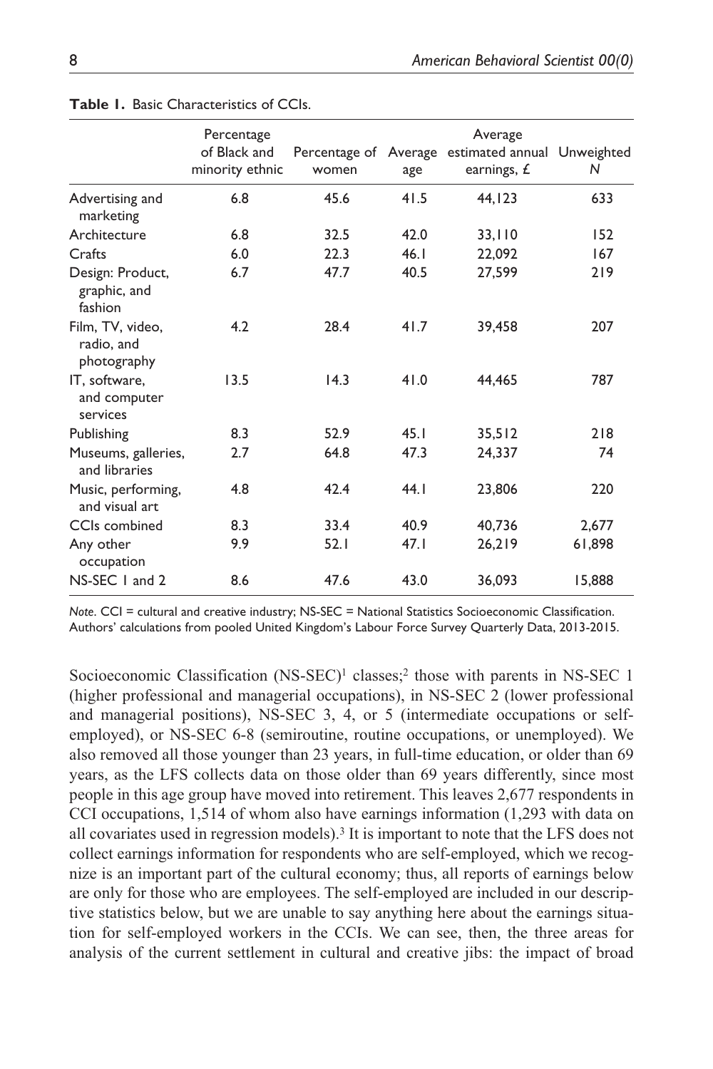**Table 1.** Basic Characteristics of CCIs.

| | Percentage of Black and minority ethnic | Percentage of women | Average age | Average estimated annual earnings, £ | Unweighted N |
|---|---|---|---|---|---|
| Advertising and marketing | 6.8 | 45.6 | 41.5 | 44,123 | 633 |
| Architecture | 6.8 | 32.5 | 42.0 | 33,110 | 152 |
| Crafts | 6.0 | 22.3 | 46.1 | 22,092 | 167 |
| Design: Product, graphic, and fashion | 6.7 | 47.7 | 40.5 | 27,599 | 219 |
| Film, TV, video, radio, and photography | 4.2 | 28.4 | 41.7 | 39,458 | 207 |
| IT, software, and computer services | 13.5 | 14.3 | 41.0 | 44,465 | 787 |
| Publishing | 8.3 | 52.9 | 45.1 | 35,512 | 218 |
| Museums, galleries, and libraries | 2.7 | 64.8 | 47.3 | 24,337 | 74 |
| Music, performing, and visual art | 4.8 | 42.4 | 44.1 | 23,806 | 220 |
| CCIs combined | 8.3 | 33.4 | 40.9 | 40,736 | 2,677 |
| Any other occupation | 9.9 | 52.1 | 47.1 | 26,219 | 61,898 |
| NS-SEC 1 and 2 | 8.6 | 47.6 | 43.0 | 36,093 | 15,888 |

*Note*. CCI = cultural and creative industry; NS-SEC = National Statistics Socioeconomic Classification. Authors' calculations from pooled United Kingdom's Labour Force Survey Quarterly Data, 2013-2015.

Socioeconomic Classification (NS-SEC)[1] classes;[2] those with parents in NS-SEC 1 (higher professional and managerial occupations), in NS-SEC 2 (lower professional and managerial positions), NS-SEC 3, 4, or 5 (intermediate occupations or self-employed), or NS-SEC 6-8 (semiroutine, routine occupations, or unemployed). We also removed all those younger than 23 years, in full-time education, or older than 69 years, as the LFS collects data on those older than 69 years differently, since most people in this age group have moved into retirement. This leaves 2,677 respondents in CCI occupations, 1,514 of whom also have earnings information (1,293 with data on all covariates used in regression models).[3] It is important to note that the LFS does not collect earnings information for respondents who are self-employed, which we recognize is an important part of the cultural economy; thus, all reports of earnings below are only for those who are employees. The self-employed are included in our descriptive statistics below, but we are unable to say anything here about the earnings situation for self-employed workers in the CCIs. We can see, then, the three areas for analysis of the current settlement in cultural and creative jibs: the impact of broad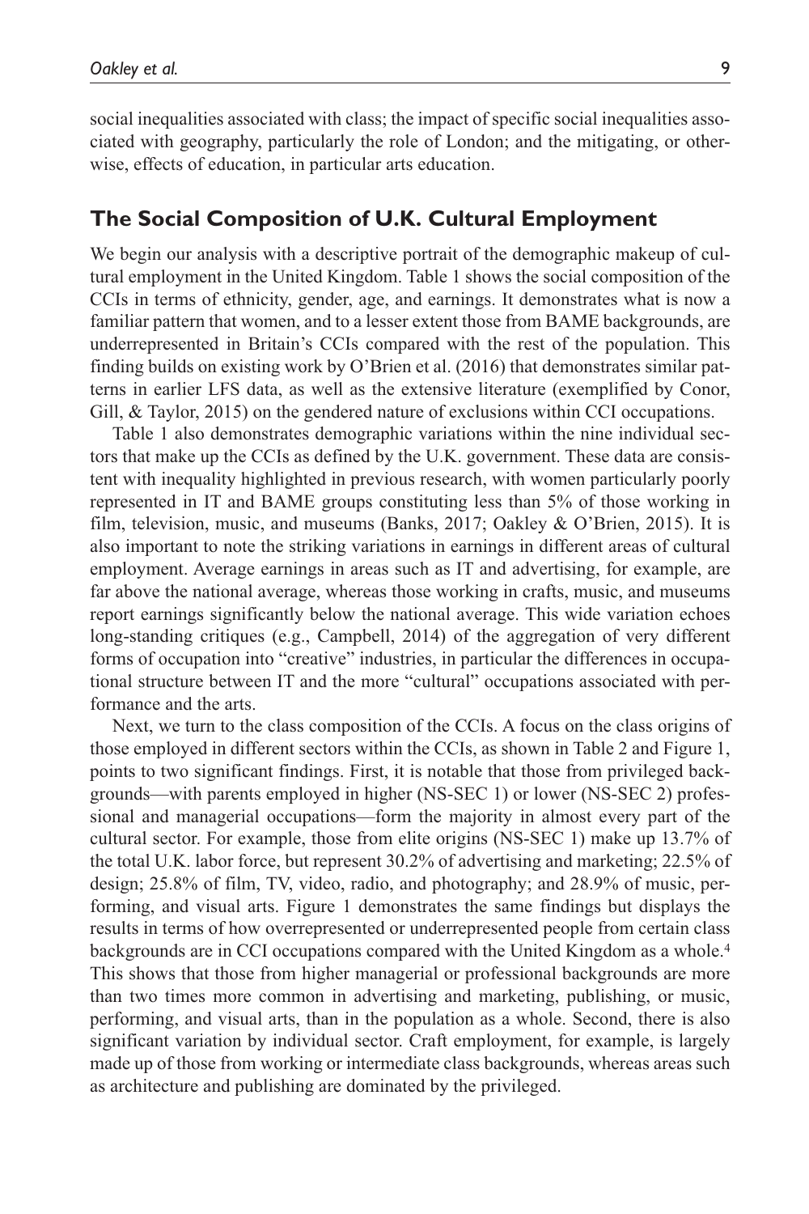social inequalities associated with class; the impact of specific social inequalities associated with geography, particularly the role of London; and the mitigating, or otherwise, effects of education, in particular arts education.

## The Social Composition of U.K. Cultural Employment

We begin our analysis with a descriptive portrait of the demographic makeup of cultural employment in the United Kingdom. Table 1 shows the social composition of the CCIs in terms of ethnicity, gender, age, and earnings. It demonstrates what is now a familiar pattern that women, and to a lesser extent those from BAME backgrounds, are underrepresented in Britain's CCIs compared with the rest of the population. This finding builds on existing work by O'Brien et al. (2016) that demonstrates similar patterns in earlier LFS data, as well as the extensive literature (exemplified by Conor, Gill, & Taylor, 2015) on the gendered nature of exclusions within CCI occupations.

Table 1 also demonstrates demographic variations within the nine individual sectors that make up the CCIs as defined by the U.K. government. These data are consistent with inequality highlighted in previous research, with women particularly poorly represented in IT and BAME groups constituting less than 5% of those working in film, television, music, and museums (Banks, 2017; Oakley & O'Brien, 2015). It is also important to note the striking variations in earnings in different areas of cultural employment. Average earnings in areas such as IT and advertising, for example, are far above the national average, whereas those working in crafts, music, and museums report earnings significantly below the national average. This wide variation echoes long-standing critiques (e.g., Campbell, 2014) of the aggregation of very different forms of occupation into "creative" industries, in particular the differences in occupational structure between IT and the more "cultural" occupations associated with performance and the arts.

Next, we turn to the class composition of the CCIs. A focus on the class origins of those employed in different sectors within the CCIs, as shown in Table 2 and Figure 1, points to two significant findings. First, it is notable that those from privileged backgrounds—with parents employed in higher (NS-SEC 1) or lower (NS-SEC 2) professional and managerial occupations—form the majority in almost every part of the cultural sector. For example, those from elite origins (NS-SEC 1) make up 13.7% of the total U.K. labor force, but represent 30.2% of advertising and marketing; 22.5% of design; 25.8% of film, TV, video, radio, and photography; and 28.9% of music, performing, and visual arts. Figure 1 demonstrates the same findings but displays the results in terms of how overrepresented or underrepresented people from certain class backgrounds are in CCI occupations compared with the United Kingdom as a whole.[4] This shows that those from higher managerial or professional backgrounds are more than two times more common in advertising and marketing, publishing, or music, performing, and visual arts, than in the population as a whole. Second, there is also significant variation by individual sector. Craft employment, for example, is largely made up of those from working or intermediate class backgrounds, whereas areas such as architecture and publishing are dominated by the privileged.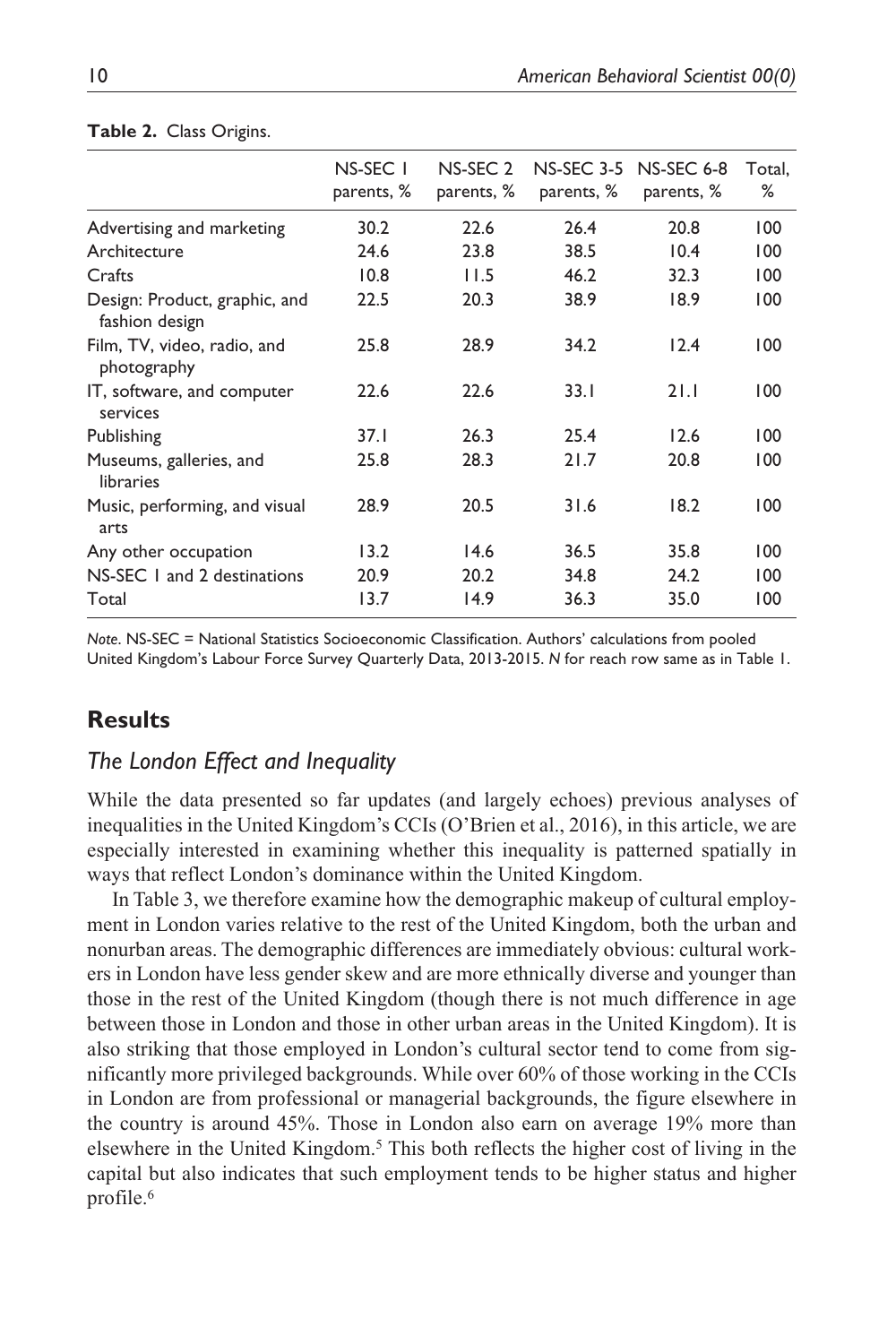**Table 2.** Class Origins.

| | NS-SEC 1 parents, % | NS-SEC 2 parents, % | NS-SEC 3-5 parents, % | NS-SEC 6-8 parents, % | Total, % |
|---|---|---|---|---|---|
| Advertising and marketing | 30.2 | 22.6 | 26.4 | 20.8 | 100 |
| Architecture | 24.6 | 23.8 | 38.5 | 10.4 | 100 |
| Crafts | 10.8 | 11.5 | 46.2 | 32.3 | 100 |
| Design: Product, graphic, and fashion design | 22.5 | 20.3 | 38.9 | 18.9 | 100 |
| Film, TV, video, radio, and photography | 25.8 | 28.9 | 34.2 | 12.4 | 100 |
| IT, software, and computer services | 22.6 | 22.6 | 33.1 | 21.1 | 100 |
| Publishing | 37.1 | 26.3 | 25.4 | 12.6 | 100 |
| Museums, galleries, and libraries | 25.8 | 28.3 | 21.7 | 20.8 | 100 |
| Music, performing, and visual arts | 28.9 | 20.5 | 31.6 | 18.2 | 100 |
| Any other occupation | 13.2 | 14.6 | 36.5 | 35.8 | 100 |
| NS-SEC 1 and 2 destinations | 20.9 | 20.2 | 34.8 | 24.2 | 100 |
| Total | 13.7 | 14.9 | 36.3 | 35.0 | 100 |

*Note*. NS-SEC = National Statistics Socioeconomic Classification. Authors' calculations from pooled United Kingdom's Labour Force Survey Quarterly Data, 2013-2015. *N* for reach row same as in Table 1.

## Results

### The London Effect and Inequality

While the data presented so far updates (and largely echoes) previous analyses of inequalities in the United Kingdom's CCIs (O'Brien et al., 2016), in this article, we are especially interested in examining whether this inequality is patterned spatially in ways that reflect London's dominance within the United Kingdom.

In Table 3, we therefore examine how the demographic makeup of cultural employment in London varies relative to the rest of the United Kingdom, both the urban and nonurban areas. The demographic differences are immediately obvious: cultural workers in London have less gender skew and are more ethnically diverse and younger than those in the rest of the United Kingdom (though there is not much difference in age between those in London and those in other urban areas in the United Kingdom). It is also striking that those employed in London's cultural sector tend to come from significantly more privileged backgrounds. While over 60% of those working in the CCIs in London are from professional or managerial backgrounds, the figure elsewhere in the country is around 45%. Those in London also earn on average 19% more than elsewhere in the United Kingdom.[5] This both reflects the higher cost of living in the capital but also indicates that such employment tends to be higher status and higher profile.[6]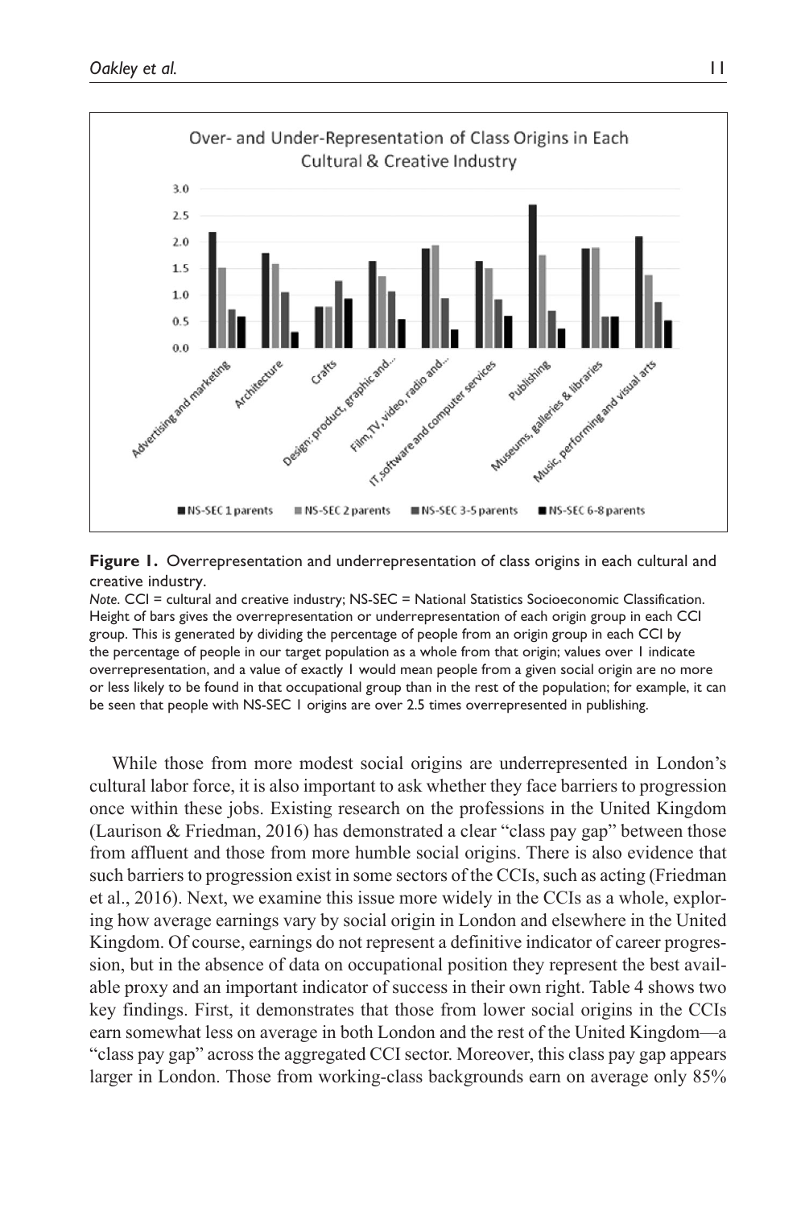**Figure 1.** Overrepresentation and underrepresentation of class origins in each cultural and creative industry.

*Note.* CCI = cultural and creative industry; NS-SEC = National Statistics Socioeconomic Classification. Height of bars gives the overrepresentation or underrepresentation of each origin group in each CCI group. This is generated by dividing the percentage of people from an origin group in each CCI by the percentage of people in our target population as a whole from that origin; values over 1 indicate overrepresentation, and a value of exactly 1 would mean people from a given social origin are no more or less likely to be found in that occupational group than in the rest of the population; for example, it can be seen that people with NS-SEC 1 origins are over 2.5 times overrepresented in publishing.

While those from more modest social origins are underrepresented in London's cultural labor force, it is also important to ask whether they face barriers to progression once within these jobs. Existing research on the professions in the United Kingdom (Laurison & Friedman, 2016) has demonstrated a clear "class pay gap" between those from affluent and those from more humble social origins. There is also evidence that such barriers to progression exist in some sectors of the CCIs, such as acting (Friedman et al., 2016). Next, we examine this issue more widely in the CCIs as a whole, exploring how average earnings vary by social origin in London and elsewhere in the United Kingdom. Of course, earnings do not represent a definitive indicator of career progression, but in the absence of data on occupational position they represent the best available proxy and an important indicator of success in their own right. Table 4 shows two key findings. First, it demonstrates that those from lower social origins in the CCIs earn somewhat less on average in both London and the rest of the United Kingdom—a "class pay gap" across the aggregated CCI sector. Moreover, this class pay gap appears larger in London. Those from working-class backgrounds earn on average only 85%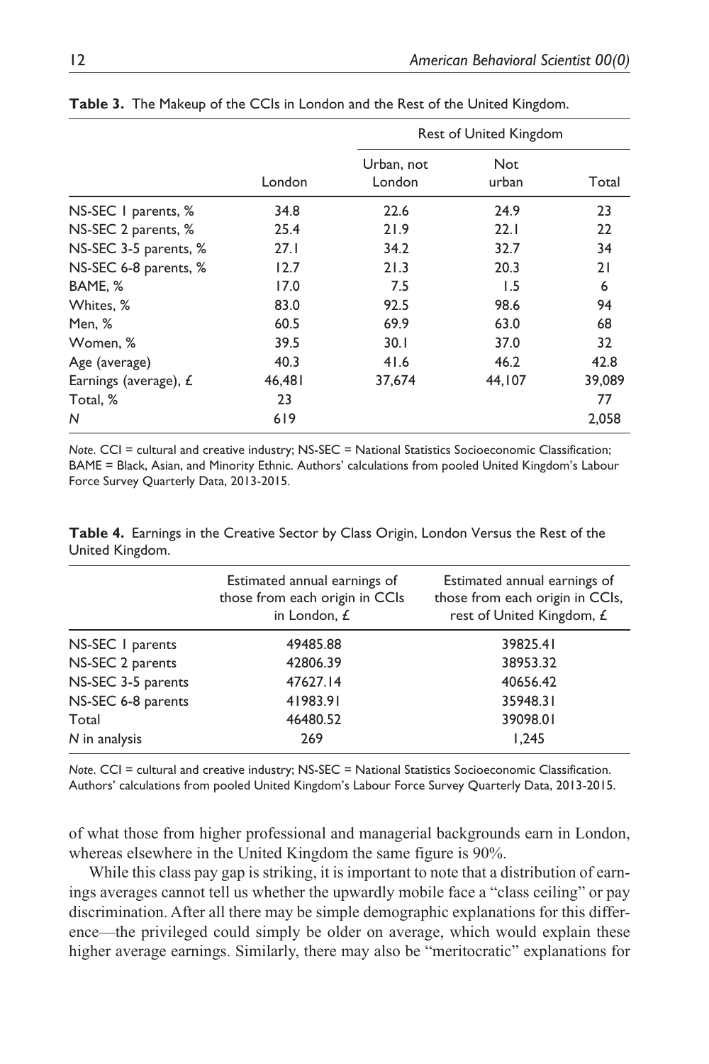**Table 3.** The Makeup of the CCIs in London and the Rest of the United Kingdom.

| | London | Rest of United Kingdom | | |
|---|---|---|---|---|
| | | Urban, not London | Not urban | Total |
| NS-SEC 1 parents, % | 34.8 | 22.6 | 24.9 | 23 |
| NS-SEC 2 parents, % | 25.4 | 21.9 | 22.1 | 22 |
| NS-SEC 3-5 parents, % | 27.1 | 34.2 | 32.7 | 34 |
| NS-SEC 6-8 parents, % | 12.7 | 21.3 | 20.3 | 21 |
| BAME, % | 17.0 | 7.5 | 1.5 | 6 |
| Whites, % | 83.0 | 92.5 | 98.6 | 94 |
| Men, % | 60.5 | 69.9 | 63.0 | 68 |
| Women, % | 39.5 | 30.1 | 37.0 | 32 |
| Age (average) | 40.3 | 41.6 | 46.2 | 42.8 |
| Earnings (average), £ | 46,481 | 37,674 | 44,107 | 39,089 |
| Total, % | 23 | | | 77 |
| *N* | 619 | | | 2,058 |

*Note*. CCI = cultural and creative industry; NS-SEC = National Statistics Socioeconomic Classification; BAME = Black, Asian, and Minority Ethnic. Authors' calculations from pooled United Kingdom's Labour Force Survey Quarterly Data, 2013-2015.

**Table 4.** Earnings in the Creative Sector by Class Origin, London Versus the Rest of the United Kingdom.

| | Estimated annual earnings of those from each origin in CCIs in London, £ | Estimated annual earnings of those from each origin in CCIs, rest of United Kingdom, £ |
|---|---|---|
| NS-SEC 1 parents | 49485.88 | 39825.41 |
| NS-SEC 2 parents | 42806.39 | 38953.32 |
| NS-SEC 3-5 parents | 47627.14 | 40656.42 |
| NS-SEC 6-8 parents | 41983.91 | 35948.31 |
| Total | 46480.52 | 39098.01 |
| *N* in analysis | 269 | 1,245 |

*Note*. CCI = cultural and creative industry; NS-SEC = National Statistics Socioeconomic Classification. Authors' calculations from pooled United Kingdom's Labour Force Survey Quarterly Data, 2013-2015.

of what those from higher professional and managerial backgrounds earn in London, whereas elsewhere in the United Kingdom the same figure is 90%.

While this class pay gap is striking, it is important to note that a distribution of earnings averages cannot tell us whether the upwardly mobile face a "class ceiling" or pay discrimination. After all there may be simple demographic explanations for this difference—the privileged could simply be older on average, which would explain these higher average earnings. Similarly, there may also be "meritocratic" explanations for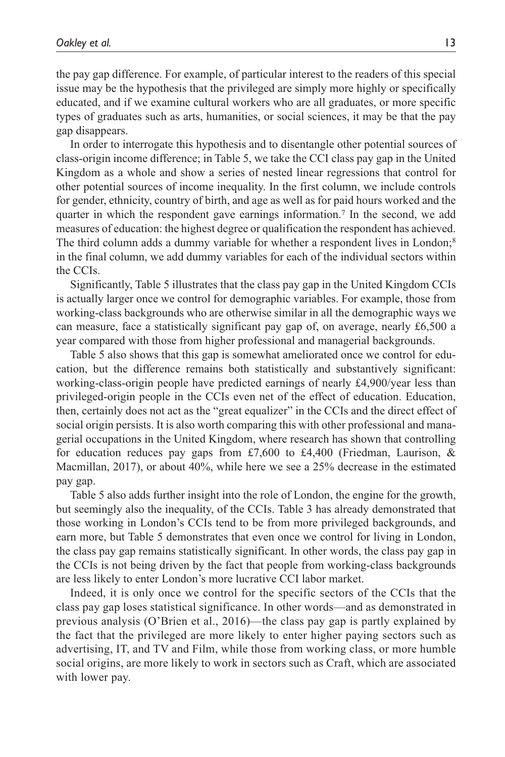the pay gap difference. For example, of particular interest to the readers of this special issue may be the hypothesis that the privileged are simply more highly or specifically educated, and if we examine cultural workers who are all graduates, or more specific types of graduates such as arts, humanities, or social sciences, it may be that the pay gap disappears.

In order to interrogate this hypothesis and to disentangle other potential sources of class-origin income difference; in Table 5, we take the CCI class pay gap in the United Kingdom as a whole and show a series of nested linear regressions that control for other potential sources of income inequality. In the first column, we include controls for gender, ethnicity, country of birth, and age as well as for paid hours worked and the quarter in which the respondent gave earnings information.[7] In the second, we add measures of education: the highest degree or qualification the respondent has achieved. The third column adds a dummy variable for whether a respondent lives in London;[8] in the final column, we add dummy variables for each of the individual sectors within the CCIs.

Significantly, Table 5 illustrates that the class pay gap in the United Kingdom CCIs is actually larger once we control for demographic variables. For example, those from working-class backgrounds who are otherwise similar in all the demographic ways we can measure, face a statistically significant pay gap of, on average, nearly £6,500 a year compared with those from higher professional and managerial backgrounds.

Table 5 also shows that this gap is somewhat ameliorated once we control for education, but the difference remains both statistically and substantively significant: working-class-origin people have predicted earnings of nearly £4,900/year less than privileged-origin people in the CCIs even net of the effect of education. Education, then, certainly does not act as the "great equalizer" in the CCIs and the direct effect of social origin persists. It is also worth comparing this with other professional and managerial occupations in the United Kingdom, where research has shown that controlling for education reduces pay gaps from £7,600 to £4,400 (Friedman, Laurison, & Macmillan, 2017), or about 40%, while here we see a 25% decrease in the estimated pay gap.

Table 5 also adds further insight into the role of London, the engine for the growth, but seemingly also the inequality, of the CCIs. Table 3 has already demonstrated that those working in London's CCIs tend to be from more privileged backgrounds, and earn more, but Table 5 demonstrates that even once we control for living in London, the class pay gap remains statistically significant. In other words, the class pay gap in the CCIs is not being driven by the fact that people from working-class backgrounds are less likely to enter London's more lucrative CCI labor market.

Indeed, it is only once we control for the specific sectors of the CCIs that the class pay gap loses statistical significance. In other words—and as demonstrated in previous analysis (O'Brien et al., 2016)—the class pay gap is partly explained by the fact that the privileged are more likely to enter higher paying sectors such as advertising, IT, and TV and Film, while those from working class, or more humble social origins, are more likely to work in sectors such as Craft, which are associated with lower pay.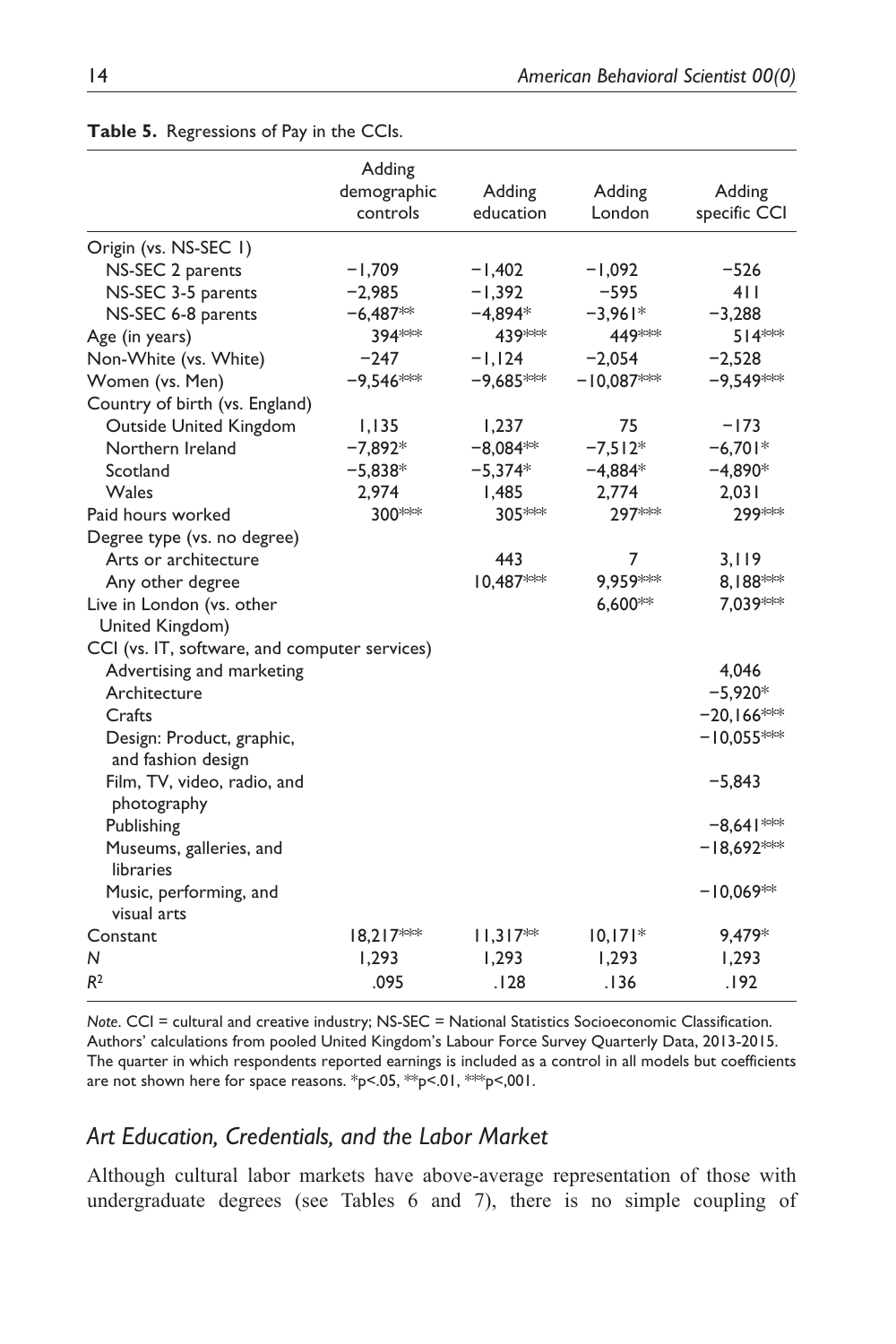**Table 5.** Regressions of Pay in the CCIs.

| | Adding demographic controls | Adding education | Adding London | Adding specific CCI |
|---|---|---|---|---|
| Origin (vs. NS-SEC 1) | | | | |
| NS-SEC 2 parents | −1,709 | −1,402 | −1,092 | −526 |
| NS-SEC 3-5 parents | −2,985 | −1,392 | −595 | 411 |
| NS-SEC 6-8 parents | −6,487** | −4,894* | −3,961* | −3,288 |
| Age (in years) | 394*** | 439*** | 449*** | 514*** |
| Non-White (vs. White) | −247 | −1,124 | −2,054 | −2,528 |
| Women (vs. Men) | −9,546*** | −9,685*** | −10,087*** | −9,549*** |
| Country of birth (vs. England) | | | | |
| Outside United Kingdom | 1,135 | 1,237 | 75 | −173 |
| Northern Ireland | −7,892* | −8,084** | −7,512* | −6,701* |
| Scotland | −5,838* | −5,374* | −4,884* | −4,890* |
| Wales | 2,974 | 1,485 | 2,774 | 2,031 |
| Paid hours worked | 300*** | 305*** | 297*** | 299*** |
| Degree type (vs. no degree) | | | | |
| Arts or architecture | | 443 | 7 | 3,119 |
| Any other degree | | 10,487*** | 9,959*** | 8,188*** |
| Live in London (vs. other United Kingdom) | | | 6,600** | 7,039*** |
| CCI (vs. IT, software, and computer services) | | | | |
| Advertising and marketing | | | | 4,046 |
| Architecture | | | | −5,920* |
| Crafts | | | | −20,166*** |
| Design: Product, graphic, and fashion design | | | | −10,055*** |
| Film, TV, video, radio, and photography | | | | −5,843 |
| Publishing | | | | −8,641*** |
| Museums, galleries, and libraries | | | | −18,692*** |
| Music, performing, and visual arts | | | | −10,069** |
| Constant | 18,217*** | 11,317** | 10,171* | 9,479* |
| *N* | 1,293 | 1,293 | 1,293 | 1,293 |
| $R^2$ | .095 | .128 | .136 | .192 |

*Note*. CCI = cultural and creative industry; NS-SEC = National Statistics Socioeconomic Classification. Authors' calculations from pooled United Kingdom's Labour Force Survey Quarterly Data, 2013-2015. The quarter in which respondents reported earnings is included as a control in all models but coefficients are not shown here for space reasons. *p<.05, **p<.01, ***p<.001.

## *Art Education, Credentials, and the Labor Market*

Although cultural labor markets have above-average representation of those with undergraduate degrees (see Tables 6 and 7), there is no simple coupling of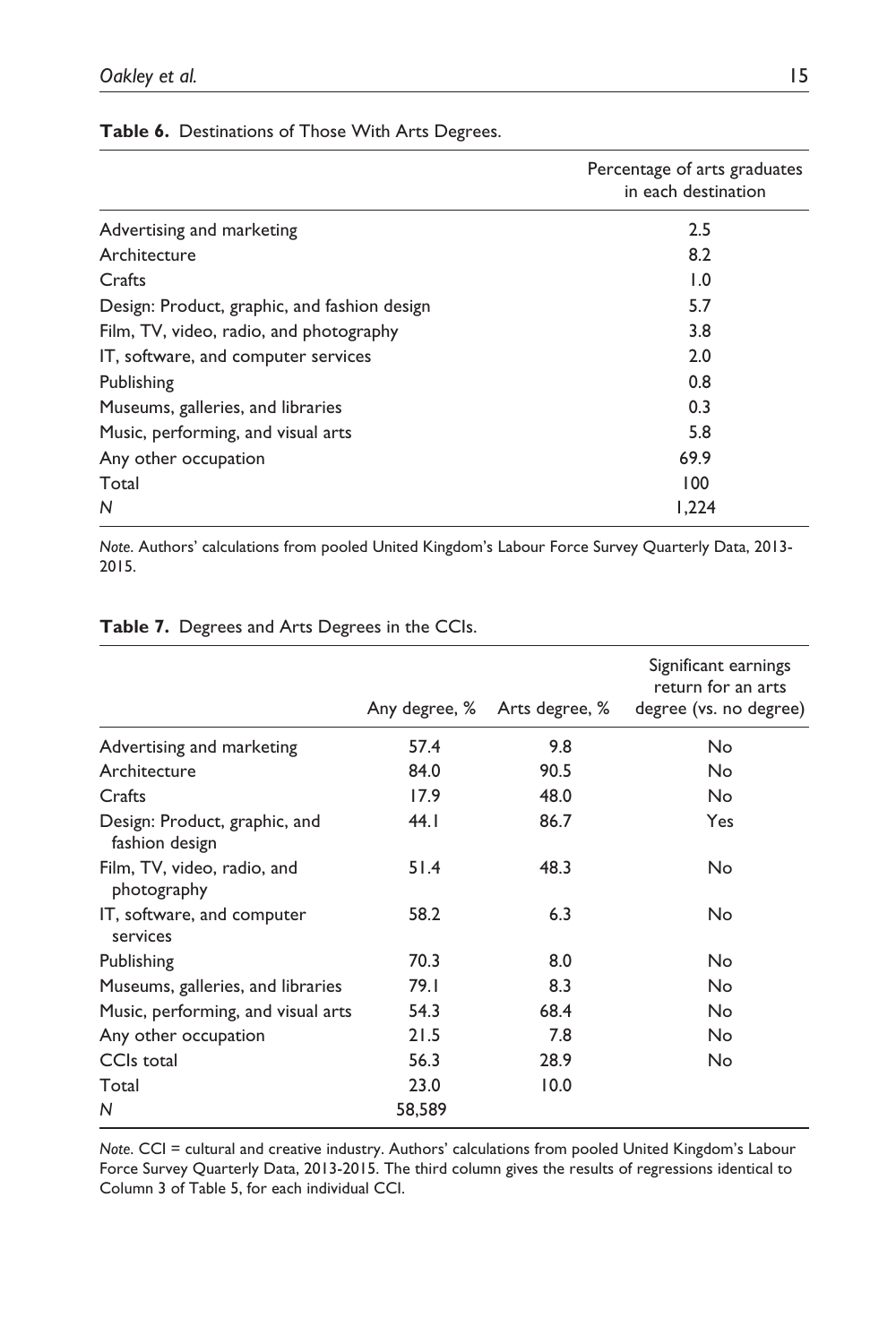**Table 6.** Destinations of Those With Arts Degrees.

| | Percentage of arts graduates in each destination |
|---|---|
| Advertising and marketing | 2.5 |
| Architecture | 8.2 |
| Crafts | 1.0 |
| Design: Product, graphic, and fashion design | 5.7 |
| Film, TV, video, radio, and photography | 3.8 |
| IT, software, and computer services | 2.0 |
| Publishing | 0.8 |
| Museums, galleries, and libraries | 0.3 |
| Music, performing, and visual arts | 5.8 |
| Any other occupation | 69.9 |
| Total | 100 |
| *N* | 1,224 |

*Note.* Authors' calculations from pooled United Kingdom's Labour Force Survey Quarterly Data, 2013-2015.

**Table 7.** Degrees and Arts Degrees in the CCIs.

| | Any degree, % | Arts degree, % | Significant earnings return for an arts degree (vs. no degree) |
|---|---|---|---|
| Advertising and marketing | 57.4 | 9.8 | No |
| Architecture | 84.0 | 90.5 | No |
| Crafts | 17.9 | 48.0 | No |
| Design: Product, graphic, and fashion design | 44.1 | 86.7 | Yes |
| Film, TV, video, radio, and photography | 51.4 | 48.3 | No |
| IT, software, and computer services | 58.2 | 6.3 | No |
| Publishing | 70.3 | 8.0 | No |
| Museums, galleries, and libraries | 79.1 | 8.3 | No |
| Music, performing, and visual arts | 54.3 | 68.4 | No |
| Any other occupation | 21.5 | 7.8 | No |
| CCIs total | 56.3 | 28.9 | No |
| Total | 23.0 | 10.0 | |
| *N* | 58,589 | | |

*Note.* CCI = cultural and creative industry. Authors' calculations from pooled United Kingdom's Labour Force Survey Quarterly Data, 2013-2015. The third column gives the results of regressions identical to Column 3 of Table 5, for each individual CCI.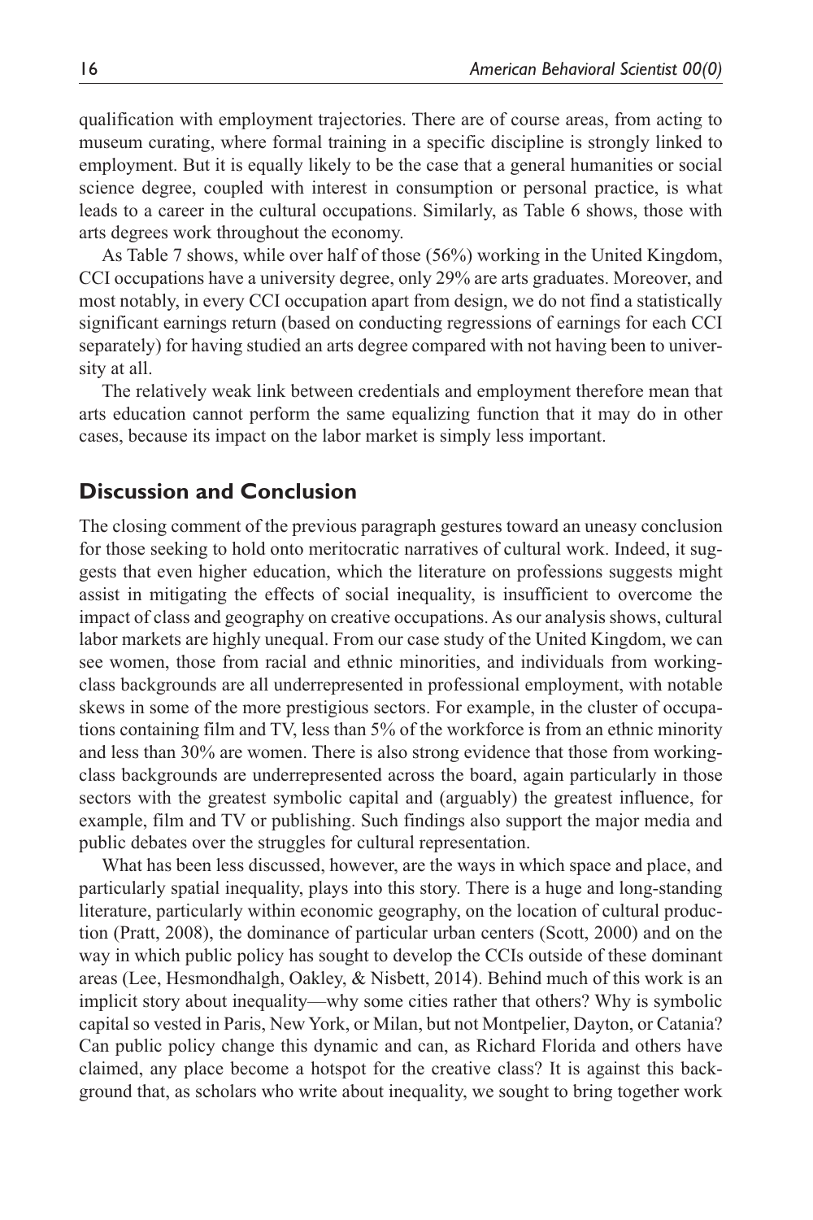qualification with employment trajectories. There are of course areas, from acting to museum curating, where formal training in a specific discipline is strongly linked to employment. But it is equally likely to be the case that a general humanities or social science degree, coupled with interest in consumption or personal practice, is what leads to a career in the cultural occupations. Similarly, as Table 6 shows, those with arts degrees work throughout the economy.

As Table 7 shows, while over half of those (56%) working in the United Kingdom, CCI occupations have a university degree, only 29% are arts graduates. Moreover, and most notably, in every CCI occupation apart from design, we do not find a statistically significant earnings return (based on conducting regressions of earnings for each CCI separately) for having studied an arts degree compared with not having been to university at all.

The relatively weak link between credentials and employment therefore mean that arts education cannot perform the same equalizing function that it may do in other cases, because its impact on the labor market is simply less important.

## Discussion and Conclusion

The closing comment of the previous paragraph gestures toward an uneasy conclusion for those seeking to hold onto meritocratic narratives of cultural work. Indeed, it suggests that even higher education, which the literature on professions suggests might assist in mitigating the effects of social inequality, is insufficient to overcome the impact of class and geography on creative occupations. As our analysis shows, cultural labor markets are highly unequal. From our case study of the United Kingdom, we can see women, those from racial and ethnic minorities, and individuals from working-class backgrounds are all underrepresented in professional employment, with notable skews in some of the more prestigious sectors. For example, in the cluster of occupations containing film and TV, less than 5% of the workforce is from an ethnic minority and less than 30% are women. There is also strong evidence that those from working-class backgrounds are underrepresented across the board, again particularly in those sectors with the greatest symbolic capital and (arguably) the greatest influence, for example, film and TV or publishing. Such findings also support the major media and public debates over the struggles for cultural representation.

What has been less discussed, however, are the ways in which space and place, and particularly spatial inequality, plays into this story. There is a huge and long-standing literature, particularly within economic geography, on the location of cultural production (Pratt, 2008), the dominance of particular urban centers (Scott, 2000) and on the way in which public policy has sought to develop the CCIs outside of these dominant areas (Lee, Hesmondhalgh, Oakley, & Nisbett, 2014). Behind much of this work is an implicit story about inequality—why some cities rather that others? Why is symbolic capital so vested in Paris, New York, or Milan, but not Montpelier, Dayton, or Catania? Can public policy change this dynamic and can, as Richard Florida and others have claimed, any place become a hotspot for the creative class? It is against this background that, as scholars who write about inequality, we sought to bring together work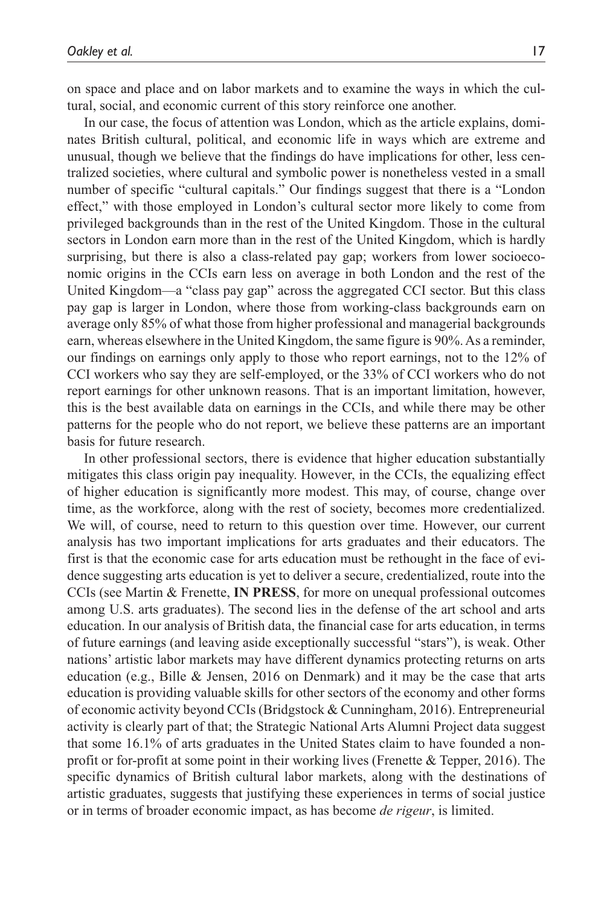on space and place and on labor markets and to examine the ways in which the cultural, social, and economic current of this story reinforce one another.

In our case, the focus of attention was London, which as the article explains, dominates British cultural, political, and economic life in ways which are extreme and unusual, though we believe that the findings do have implications for other, less centralized societies, where cultural and symbolic power is nonetheless vested in a small number of specific "cultural capitals." Our findings suggest that there is a "London effect," with those employed in London's cultural sector more likely to come from privileged backgrounds than in the rest of the United Kingdom. Those in the cultural sectors in London earn more than in the rest of the United Kingdom, which is hardly surprising, but there is also a class-related pay gap; workers from lower socioeconomic origins in the CCIs earn less on average in both London and the rest of the United Kingdom—a "class pay gap" across the aggregated CCI sector. But this class pay gap is larger in London, where those from working-class backgrounds earn on average only 85% of what those from higher professional and managerial backgrounds earn, whereas elsewhere in the United Kingdom, the same figure is 90%. As a reminder, our findings on earnings only apply to those who report earnings, not to the 12% of CCI workers who say they are self-employed, or the 33% of CCI workers who do not report earnings for other unknown reasons. That is an important limitation, however, this is the best available data on earnings in the CCIs, and while there may be other patterns for the people who do not report, we believe these patterns are an important basis for future research.

In other professional sectors, there is evidence that higher education substantially mitigates this class origin pay inequality. However, in the CCIs, the equalizing effect of higher education is significantly more modest. This may, of course, change over time, as the workforce, along with the rest of society, becomes more credentialized. We will, of course, need to return to this question over time. However, our current analysis has two important implications for arts graduates and their educators. The first is that the economic case for arts education must be rethought in the face of evidence suggesting arts education is yet to deliver a secure, credentialized, route into the CCIs (see Martin & Frenette, **IN PRESS**, for more on unequal professional outcomes among U.S. arts graduates). The second lies in the defense of the art school and arts education. In our analysis of British data, the financial case for arts education, in terms of future earnings (and leaving aside exceptionally successful "stars"), is weak. Other nations' artistic labor markets may have different dynamics protecting returns on arts education (e.g., Bille & Jensen, 2016 on Denmark) and it may be the case that arts education is providing valuable skills for other sectors of the economy and other forms of economic activity beyond CCIs (Bridgstock & Cunningham, 2016). Entrepreneurial activity is clearly part of that; the Strategic National Arts Alumni Project data suggest that some 16.1% of arts graduates in the United States claim to have founded a non-profit or for-profit at some point in their working lives (Frenette & Tepper, 2016). The specific dynamics of British cultural labor markets, along with the destinations of artistic graduates, suggests that justifying these experiences in terms of social justice or in terms of broader economic impact, as has become *de rigeur*, is limited.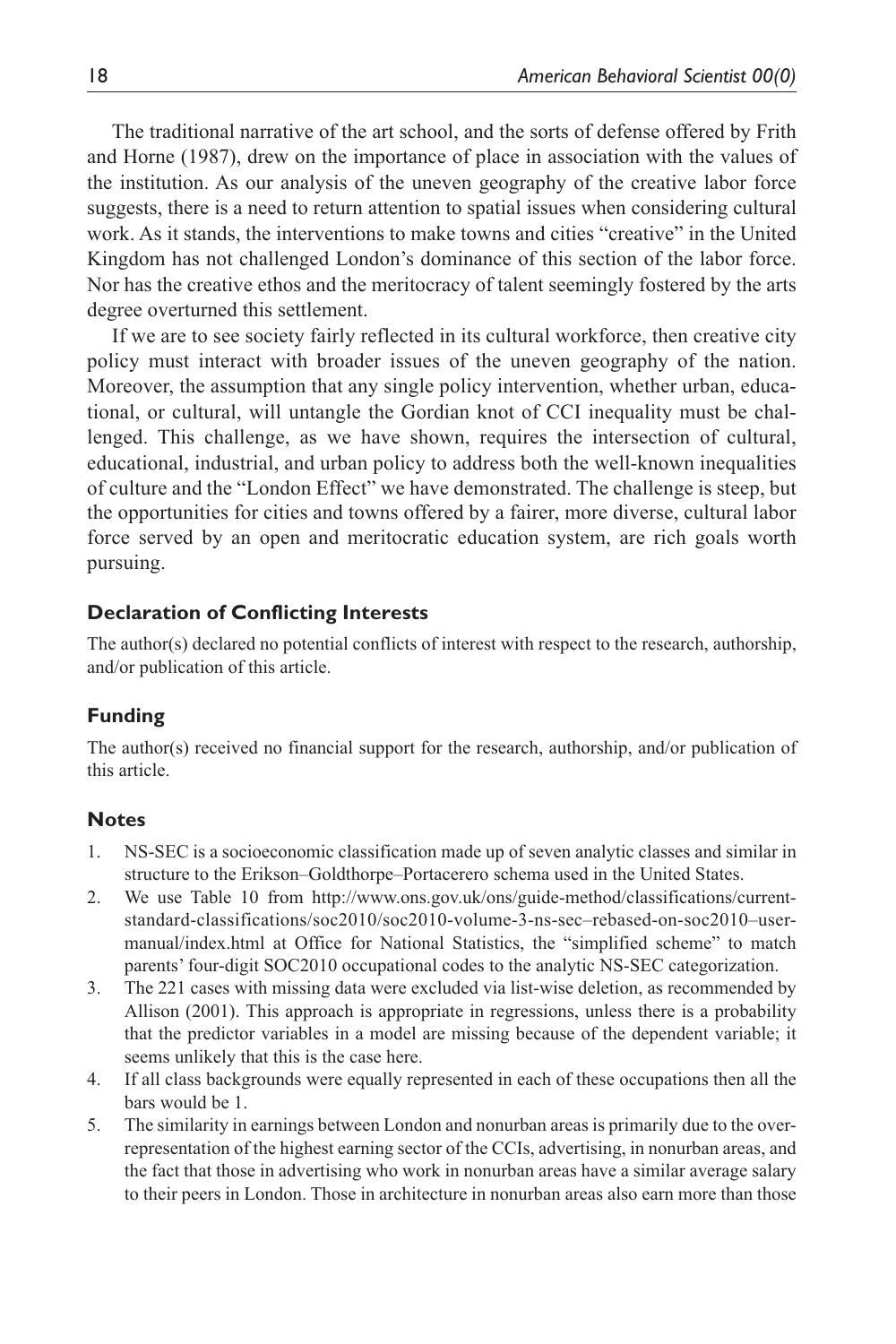The traditional narrative of the art school, and the sorts of defense offered by Frith and Horne (1987), drew on the importance of place in association with the values of the institution. As our analysis of the uneven geography of the creative labor force suggests, there is a need to return attention to spatial issues when considering cultural work. As it stands, the interventions to make towns and cities "creative" in the United Kingdom has not challenged London's dominance of this section of the labor force. Nor has the creative ethos and the meritocracy of talent seemingly fostered by the arts degree overturned this settlement.

If we are to see society fairly reflected in its cultural workforce, then creative city policy must interact with broader issues of the uneven geography of the nation. Moreover, the assumption that any single policy intervention, whether urban, educational, or cultural, will untangle the Gordian knot of CCI inequality must be challenged. This challenge, as we have shown, requires the intersection of cultural, educational, industrial, and urban policy to address both the well-known inequalities of culture and the "London Effect" we have demonstrated. The challenge is steep, but the opportunities for cities and towns offered by a fairer, more diverse, cultural labor force served by an open and meritocratic education system, are rich goals worth pursuing.

### Declaration of Conflicting Interests

The author(s) declared no potential conflicts of interest with respect to the research, authorship, and/or publication of this article.

### Funding

The author(s) received no financial support for the research, authorship, and/or publication of this article.

### Notes

1. NS-SEC is a socioeconomic classification made up of seven analytic classes and similar in structure to the Erikson–Goldthorpe–Portacerero schema used in the United States.
2. We use Table 10 from http://www.ons.gov.uk/ons/guide-method/classifications/current-standard-classifications/soc2010/soc2010-volume-3-ns-sec–rebased-on-soc2010–user-manual/index.html at Office for National Statistics, the "simplified scheme" to match parents' four-digit SOC2010 occupational codes to the analytic NS-SEC categorization.
3. The 221 cases with missing data were excluded via list-wise deletion, as recommended by Allison (2001). This approach is appropriate in regressions, unless there is a probability that the predictor variables in a model are missing because of the dependent variable; it seems unlikely that this is the case here.
4. If all class backgrounds were equally represented in each of these occupations then all the bars would be 1.
5. The similarity in earnings between London and nonurban areas is primarily due to the overrepresentation of the highest earning sector of the CCIs, advertising, in nonurban areas, and the fact that those in advertising who work in nonurban areas have a similar average salary to their peers in London. Those in architecture in nonurban areas also earn more than those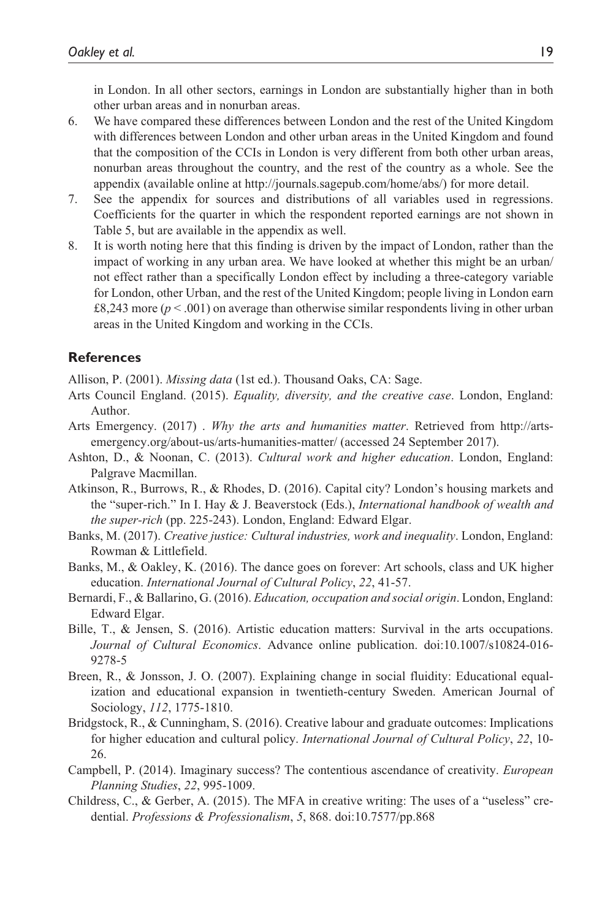in London. In all other sectors, earnings in London are substantially higher than in both other urban areas and in nonurban areas.

6. We have compared these differences between London and the rest of the United Kingdom with differences between London and other urban areas in the United Kingdom and found that the composition of the CCIs in London is very different from both other urban areas, nonurban areas throughout the country, and the rest of the country as a whole. See the appendix (available online at http://journals.sagepub.com/home/abs/) for more detail.
7. See the appendix for sources and distributions of all variables used in regressions. Coefficients for the quarter in which the respondent reported earnings are not shown in Table 5, but are available in the appendix as well.
8. It is worth noting here that this finding is driven by the impact of London, rather than the impact of working in any urban area. We have looked at whether this might be an urban/not effect rather than a specifically London effect by including a three-category variable for London, other Urban, and the rest of the United Kingdom; people living in London earn £8,243 more ($p < .001$) on average than otherwise similar respondents living in other urban areas in the United Kingdom and working in the CCIs.

## References

Allison, P. (2001). *Missing data* (1st ed.). Thousand Oaks, CA: Sage.

Arts Council England. (2015). *Equality, diversity, and the creative case*. London, England: Author.

Arts Emergency. (2017) . *Why the arts and humanities matter*. Retrieved from http://arts-emergency.org/about-us/arts-humanities-matter/ (accessed 24 September 2017).

Ashton, D., & Noonan, C. (2013). *Cultural work and higher education*. London, England: Palgrave Macmillan.

Atkinson, R., Burrows, R., & Rhodes, D. (2016). Capital city? London's housing markets and the "super-rich." In I. Hay & J. Beaverstock (Eds.), *International handbook of wealth and the super-rich* (pp. 225-243). London, England: Edward Elgar.

Banks, M. (2017). *Creative justice: Cultural industries, work and inequality*. London, England: Rowman & Littlefield.

Banks, M., & Oakley, K. (2016). The dance goes on forever: Art schools, class and UK higher education. *International Journal of Cultural Policy*, *22*, 41-57.

Bernardi, F., & Ballarino, G. (2016). *Education, occupation and social origin*. London, England: Edward Elgar.

Bille, T., & Jensen, S. (2016). Artistic education matters: Survival in the arts occupations. *Journal of Cultural Economics*. Advance online publication. doi:10.1007/s10824-016-9278-5

Breen, R., & Jonsson, J. O. (2007). Explaining change in social fluidity: Educational equalization and educational expansion in twentieth-century Sweden. American Journal of Sociology, *112*, 1775-1810.

Bridgstock, R., & Cunningham, S. (2016). Creative labour and graduate outcomes: Implications for higher education and cultural policy. *International Journal of Cultural Policy*, *22*, 10-26.

Campbell, P. (2014). Imaginary success? The contentious ascendance of creativity. *European Planning Studies*, *22*, 995-1009.

Childress, C., & Gerber, A. (2015). The MFA in creative writing: The uses of a "useless" credential. *Professions & Professionalism*, *5*, 868. doi:10.7577/pp.868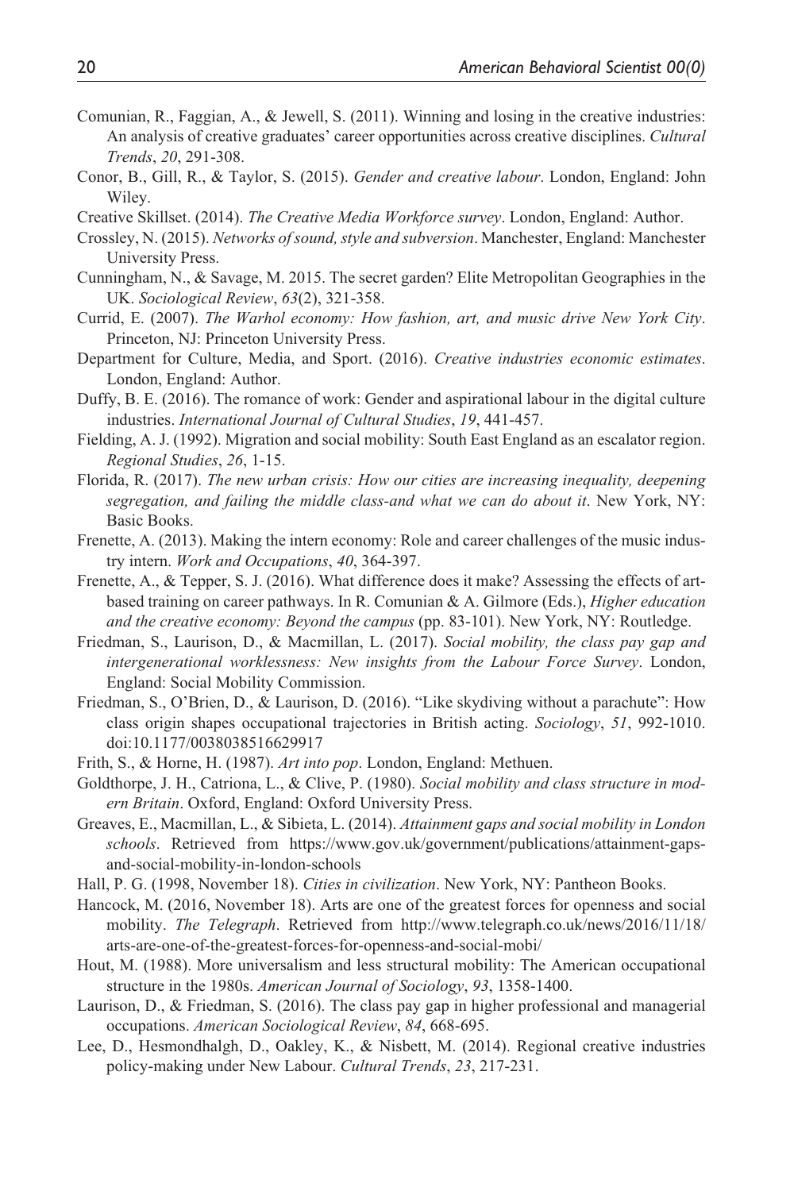Comunian, R., Faggian, A., & Jewell, S. (2011). Winning and losing in the creative industries: An analysis of creative graduates' career opportunities across creative disciplines. *Cultural Trends*, *20*, 291-308.

Conor, B., Gill, R., & Taylor, S. (2015). *Gender and creative labour*. London, England: John Wiley.

Creative Skillset. (2014). *The Creative Media Workforce survey*. London, England: Author.

Crossley, N. (2015). *Networks of sound, style and subversion*. Manchester, England: Manchester University Press.

Cunningham, N., & Savage, M. 2015. The secret garden? Elite Metropolitan Geographies in the UK. *Sociological Review*, *63*(2), 321-358.

Currid, E. (2007). *The Warhol economy: How fashion, art, and music drive New York City*. Princeton, NJ: Princeton University Press.

Department for Culture, Media, and Sport. (2016). *Creative industries economic estimates*. London, England: Author.

Duffy, B. E. (2016). The romance of work: Gender and aspirational labour in the digital culture industries. *International Journal of Cultural Studies*, *19*, 441-457.

Fielding, A. J. (1992). Migration and social mobility: South East England as an escalator region. *Regional Studies*, *26*, 1-15.

Florida, R. (2017). *The new urban crisis: How our cities are increasing inequality, deepening segregation, and failing the middle class-and what we can do about it*. New York, NY: Basic Books.

Frenette, A. (2013). Making the intern economy: Role and career challenges of the music industry intern. *Work and Occupations*, *40*, 364-397.

Frenette, A., & Tepper, S. J. (2016). What difference does it make? Assessing the effects of art-based training on career pathways. In R. Comunian & A. Gilmore (Eds.), *Higher education and the creative economy: Beyond the campus* (pp. 83-101). New York, NY: Routledge.

Friedman, S., Laurison, D., & Macmillan, L. (2017). *Social mobility, the class pay gap and intergenerational worklessness: New insights from the Labour Force Survey*. London, England: Social Mobility Commission.

Friedman, S., O'Brien, D., & Laurison, D. (2016). "Like skydiving without a parachute": How class origin shapes occupational trajectories in British acting. *Sociology*, *51*, 992-1010. doi:10.1177/0038038516629917

Frith, S., & Horne, H. (1987). *Art into pop*. London, England: Methuen.

Goldthorpe, J. H., Catriona, L., & Clive, P. (1980). *Social mobility and class structure in modern Britain*. Oxford, England: Oxford University Press.

Greaves, E., Macmillan, L., & Sibieta, L. (2014). *Attainment gaps and social mobility in London schools*. Retrieved from https://www.gov.uk/government/publications/attainment-gaps-and-social-mobility-in-london-schools

Hall, P. G. (1998, November 18). *Cities in civilization*. New York, NY: Pantheon Books.

Hancock, M. (2016, November 18). Arts are one of the greatest forces for openness and social mobility. *The Telegraph*. Retrieved from http://www.telegraph.co.uk/news/2016/11/18/arts-are-one-of-the-greatest-forces-for-openness-and-social-mobi/

Hout, M. (1988). More universalism and less structural mobility: The American occupational structure in the 1980s. *American Journal of Sociology*, *93*, 1358-1400.

Laurison, D., & Friedman, S. (2016). The class pay gap in higher professional and managerial occupations. *American Sociological Review*, *84*, 668-695.

Lee, D., Hesmondhalgh, D., Oakley, K., & Nisbett, M. (2014). Regional creative industries policy-making under New Labour. *Cultural Trends*, *23*, 217-231.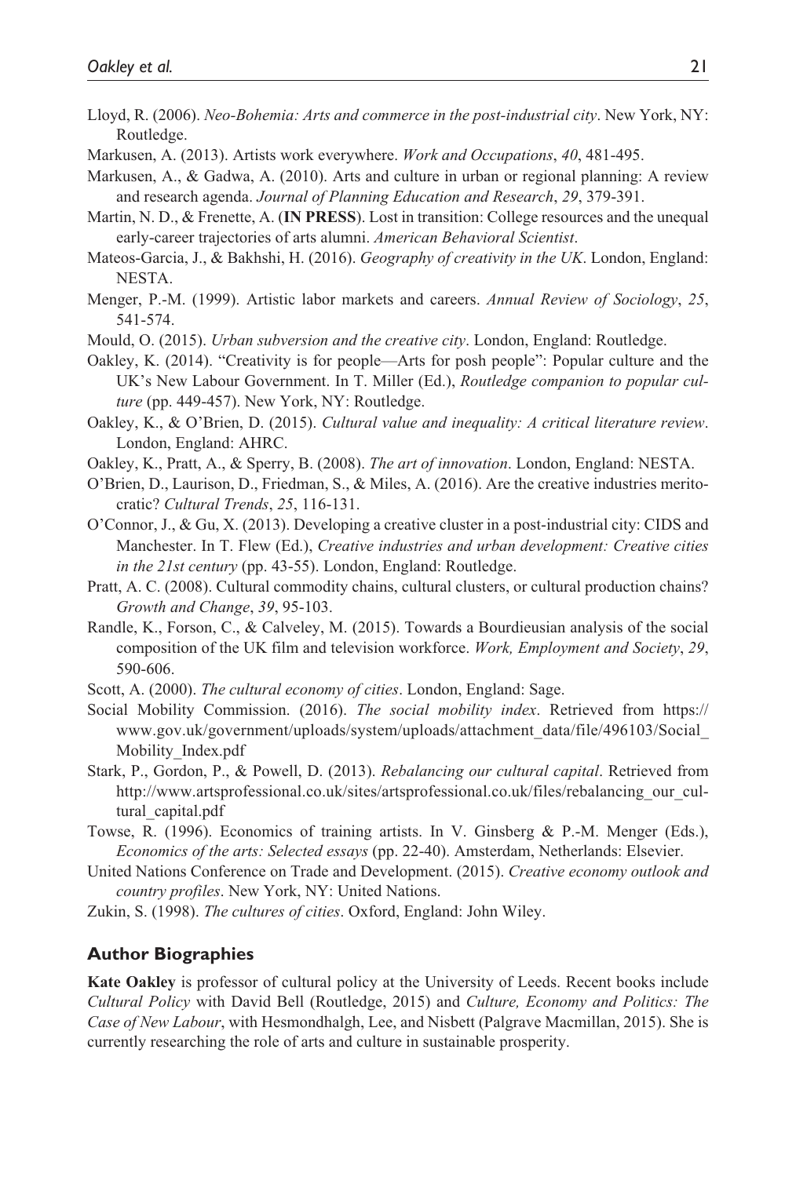Lloyd, R. (2006). *Neo-Bohemia: Arts and commerce in the post-industrial city*. New York, NY: Routledge.

Markusen, A. (2013). Artists work everywhere. *Work and Occupations*, *40*, 481-495.

Markusen, A., & Gadwa, A. (2010). Arts and culture in urban or regional planning: A review and research agenda. *Journal of Planning Education and Research*, *29*, 379-391.

Martin, N. D., & Frenette, A. (**IN PRESS**). Lost in transition: College resources and the unequal early-career trajectories of arts alumni. *American Behavioral Scientist*.

Mateos-Garcia, J., & Bakhshi, H. (2016). *Geography of creativity in the UK*. London, England: NESTA.

Menger, P.-M. (1999). Artistic labor markets and careers. *Annual Review of Sociology*, *25*, 541-574.

Mould, O. (2015). *Urban subversion and the creative city*. London, England: Routledge.

Oakley, K. (2014). "Creativity is for people—Arts for posh people": Popular culture and the UK's New Labour Government. In T. Miller (Ed.), *Routledge companion to popular culture* (pp. 449-457). New York, NY: Routledge.

Oakley, K., & O'Brien, D. (2015). *Cultural value and inequality: A critical literature review*. London, England: AHRC.

Oakley, K., Pratt, A., & Sperry, B. (2008). *The art of innovation*. London, England: NESTA.

O'Brien, D., Laurison, D., Friedman, S., & Miles, A. (2016). Are the creative industries meritocratic? *Cultural Trends*, *25*, 116-131.

O'Connor, J., & Gu, X. (2013). Developing a creative cluster in a post-industrial city: CIDS and Manchester. In T. Flew (Ed.), *Creative industries and urban development: Creative cities in the 21st century* (pp. 43-55). London, England: Routledge.

Pratt, A. C. (2008). Cultural commodity chains, cultural clusters, or cultural production chains? *Growth and Change*, *39*, 95-103.

Randle, K., Forson, C., & Calveley, M. (2015). Towards a Bourdieusian analysis of the social composition of the UK film and television workforce. *Work, Employment and Society*, *29*, 590-606.

Scott, A. (2000). *The cultural economy of cities*. London, England: Sage.

Social Mobility Commission. (2016). *The social mobility index*. Retrieved from https://www.gov.uk/government/uploads/system/uploads/attachment_data/file/496103/Social_Mobility_Index.pdf

Stark, P., Gordon, P., & Powell, D. (2013). *Rebalancing our cultural capital*. Retrieved from http://www.artsprofessional.co.uk/sites/artsprofessional.co.uk/files/rebalancing_our_cultural_capital.pdf

Towse, R. (1996). Economics of training artists. In V. Ginsberg & P.-M. Menger (Eds.), *Economics of the arts: Selected essays* (pp. 22-40). Amsterdam, Netherlands: Elsevier.

United Nations Conference on Trade and Development. (2015). *Creative economy outlook and country profiles*. New York, NY: United Nations.

Zukin, S. (1998). *The cultures of cities*. Oxford, England: John Wiley.

## Author Biographies

**Kate Oakley** is professor of cultural policy at the University of Leeds. Recent books include *Cultural Policy* with David Bell (Routledge, 2015) and *Culture, Economy and Politics: The Case of New Labour*, with Hesmondhalgh, Lee, and Nisbett (Palgrave Macmillan, 2015). She is currently researching the role of arts and culture in sustainable prosperity.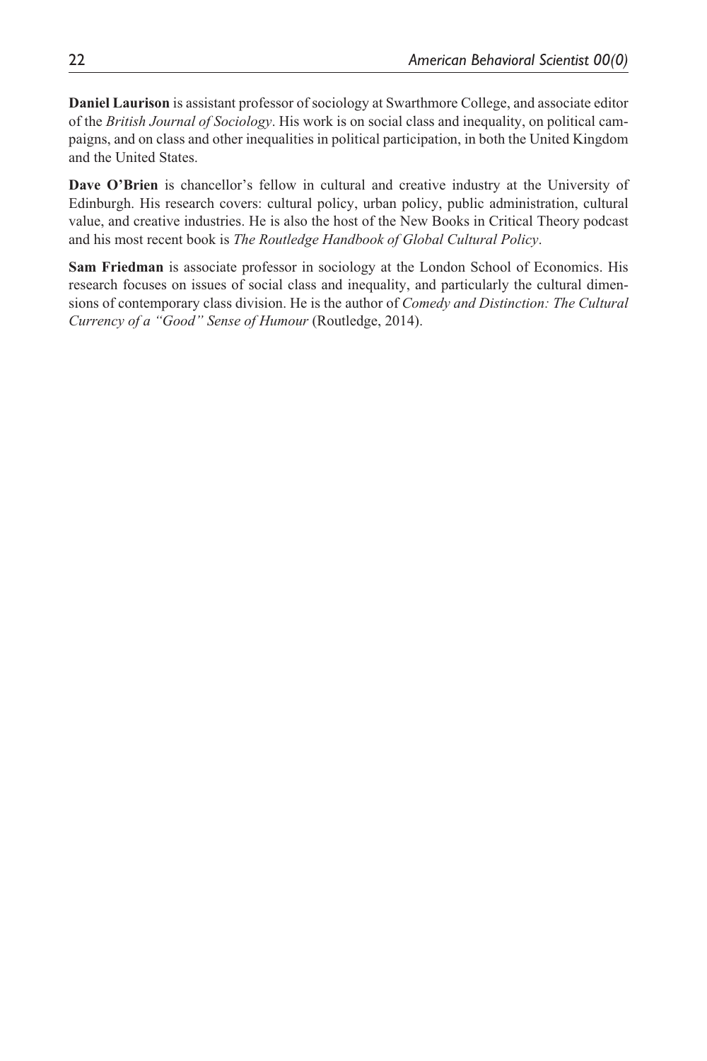**Daniel Laurison** is assistant professor of sociology at Swarthmore College, and associate editor of the *British Journal of Sociology*. His work is on social class and inequality, on political campaigns, and on class and other inequalities in political participation, in both the United Kingdom and the United States.

**Dave O'Brien** is chancellor's fellow in cultural and creative industry at the University of Edinburgh. His research covers: cultural policy, urban policy, public administration, cultural value, and creative industries. He is also the host of the New Books in Critical Theory podcast and his most recent book is *The Routledge Handbook of Global Cultural Policy*.

**Sam Friedman** is associate professor in sociology at the London School of Economics. His research focuses on issues of social class and inequality, and particularly the cultural dimensions of contemporary class division. He is the author of *Comedy and Distinction: The Cultural Currency of a "Good" Sense of Humour* (Routledge, 2014).